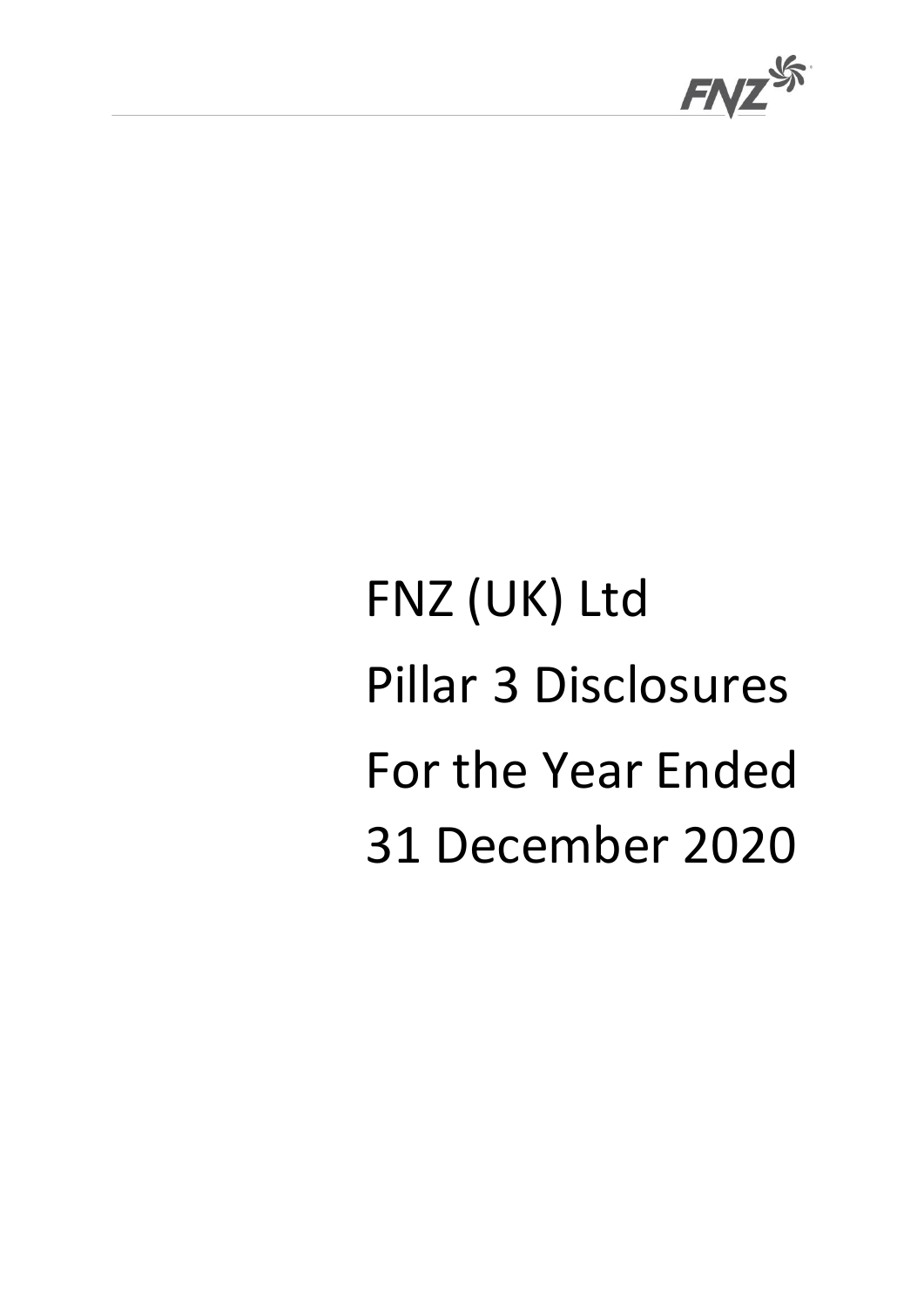# FNZ (UK) Ltd

# Pillar 3 Disclosures

# For the Year Ended 31 December 2020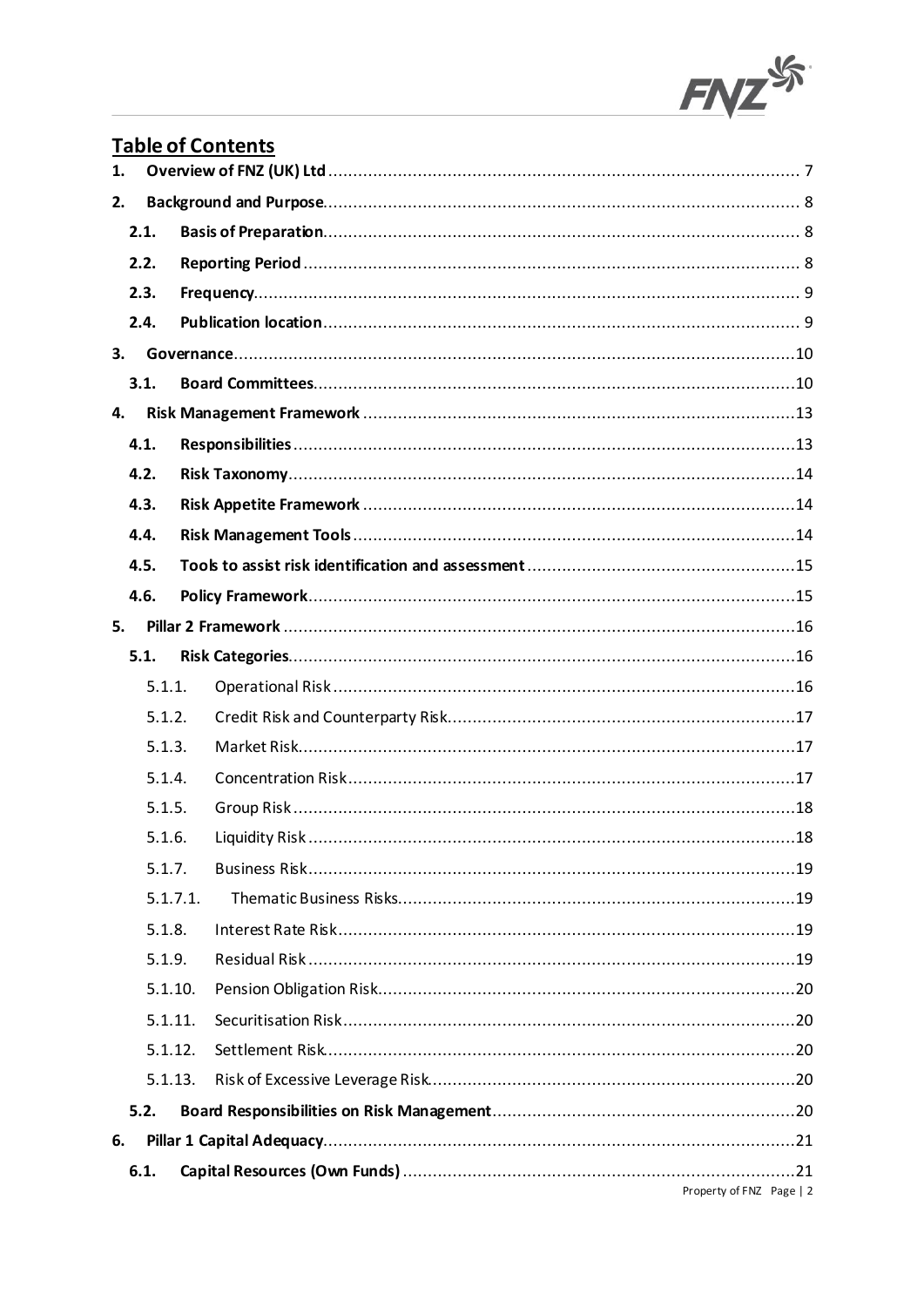## Table of Contents

1. **Overview of FNZ (UK) Ltd** ..... 7
2. **Background and Purpose** ..... 8
   - 2.1. **Basis of Preparation** ..... 8
   - 2.2. **Reporting Period** ..... 8
   - 2.3. **Frequency** ..... 9
   - 2.4. **Publication location** ..... 9
3. **Governance** ..... 10
   - 3.1. **Board Committees** ..... 10
4. **Risk Management Framework** ..... 13
   - 4.1. **Responsibilities** ..... 13
   - 4.2. **Risk Taxonomy** ..... 14
   - 4.3. **Risk Appetite Framework** ..... 14
   - 4.4. **Risk Management Tools** ..... 14
   - 4.5. **Tools to assist risk identification and assessment** ..... 15
   - 4.6. **Policy Framework** ..... 15
5. **Pillar 2 Framework** ..... 16
   - 5.1. **Risk Categories** ..... 16
     - 5.1.1. Operational Risk ..... 16
     - 5.1.2. Credit Risk and Counterparty Risk ..... 17
     - 5.1.3. Market Risk ..... 17
     - 5.1.4. Concentration Risk ..... 17
     - 5.1.5. Group Risk ..... 18
     - 5.1.6. Liquidity Risk ..... 18
     - 5.1.7. Business Risk ..... 19
       - 5.1.7.1. Thematic Business Risks ..... 19
     - 5.1.8. Interest Rate Risk ..... 19
     - 5.1.9. Residual Risk ..... 19
     - 5.1.10. Pension Obligation Risk ..... 20
     - 5.1.11. Securitisation Risk ..... 20
     - 5.1.12. Settlement Risk ..... 20
     - 5.1.13. Risk of Excessive Leverage Risk ..... 20
   - 5.2. **Board Responsibilities on Risk Management** ..... 20
6. **Pillar 1 Capital Adequacy** ..... 21
   - 6.1. **Capital Resources (Own Funds)** ..... 21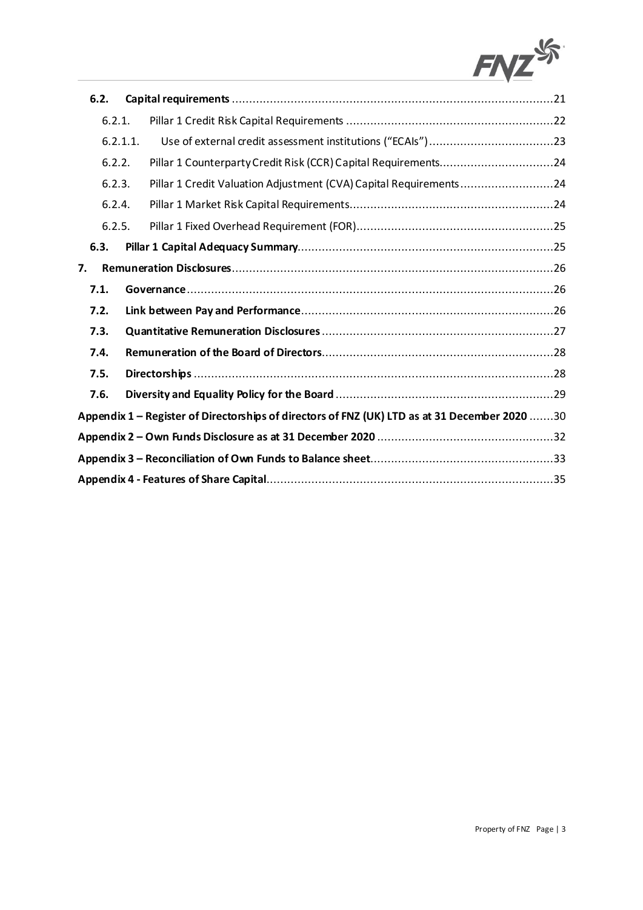- **6.2. Capital requirements** .......... 21
  - 6.2.1. Pillar 1 Credit Risk Capital Requirements .......... 22
    - 6.2.1.1. Use of external credit assessment institutions ("ECAIs") .......... 23
  - 6.2.2. Pillar 1 Counterparty Credit Risk (CCR) Capital Requirements .......... 24
  - 6.2.3. Pillar 1 Credit Valuation Adjustment (CVA) Capital Requirements .......... 24
  - 6.2.4. Pillar 1 Market Risk Capital Requirements .......... 24
  - 6.2.5. Pillar 1 Fixed Overhead Requirement (FOR) .......... 25
- **6.3. Pillar 1 Capital Adequacy Summary** .......... 25

**7. Remuneration Disclosures** .......... 26

- **7.1. Governance** .......... 26
- **7.2. Link between Pay and Performance** .......... 26
- **7.3. Quantitative Remuneration Disclosures** .......... 27
- **7.4. Remuneration of the Board of Directors** .......... 28
- **7.5. Directorships** .......... 28
- **7.6. Diversity and Equality Policy for the Board** .......... 29

**Appendix 1 – Register of Directorships of directors of FNZ (UK) LTD as at 31 December 2020** .......... 30

**Appendix 2 – Own Funds Disclosure as at 31 December 2020** .......... 32

**Appendix 3 – Reconciliation of Own Funds to Balance sheet** .......... 33

**Appendix 4 - Features of Share Capital** .......... 35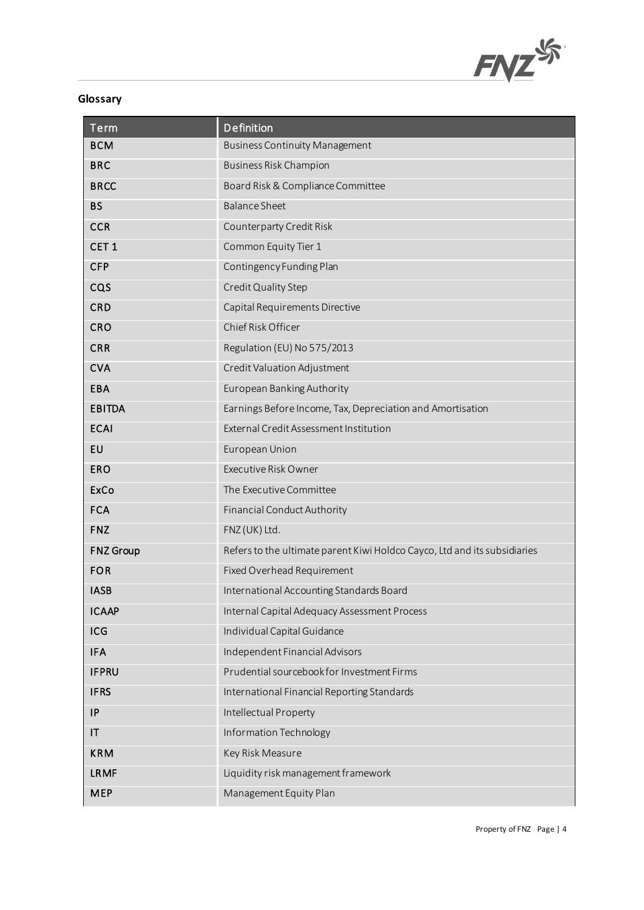**Glossary**

| Term | Definition |
|---|---|
| BCM | Business Continuity Management |
| BRC | Business Risk Champion |
| BRCC | Board Risk & Compliance Committee |
| BS | Balance Sheet |
| CCR | Counterparty Credit Risk |
| CET 1 | Common Equity Tier 1 |
| CFP | Contingency Funding Plan |
| CQS | Credit Quality Step |
| CRD | Capital Requirements Directive |
| CRO | Chief Risk Officer |
| CRR | Regulation (EU) No 575/2013 |
| CVA | Credit Valuation Adjustment |
| EBA | European Banking Authority |
| EBITDA | Earnings Before Income, Tax, Depreciation and Amortisation |
| ECAI | External Credit Assessment Institution |
| EU | European Union |
| ERO | Executive Risk Owner |
| ExCo | The Executive Committee |
| FCA | Financial Conduct Authority |
| FNZ | FNZ (UK) Ltd. |
| FNZ Group | Refers to the ultimate parent Kiwi Holdco Cayco, Ltd and its subsidiaries |
| FOR | Fixed Overhead Requirement |
| IASB | International Accounting Standards Board |
| ICAAP | Internal Capital Adequacy Assessment Process |
| ICG | Individual Capital Guidance |
| IFA | Independent Financial Advisors |
| IFPRU | Prudential sourcebook for Investment Firms |
| IFRS | International Financial Reporting Standards |
| IP | Intellectual Property |
| IT | Information Technology |
| KRM | Key Risk Measure |
| LRMF | Liquidity risk management framework |
| MEP | Management Equity Plan |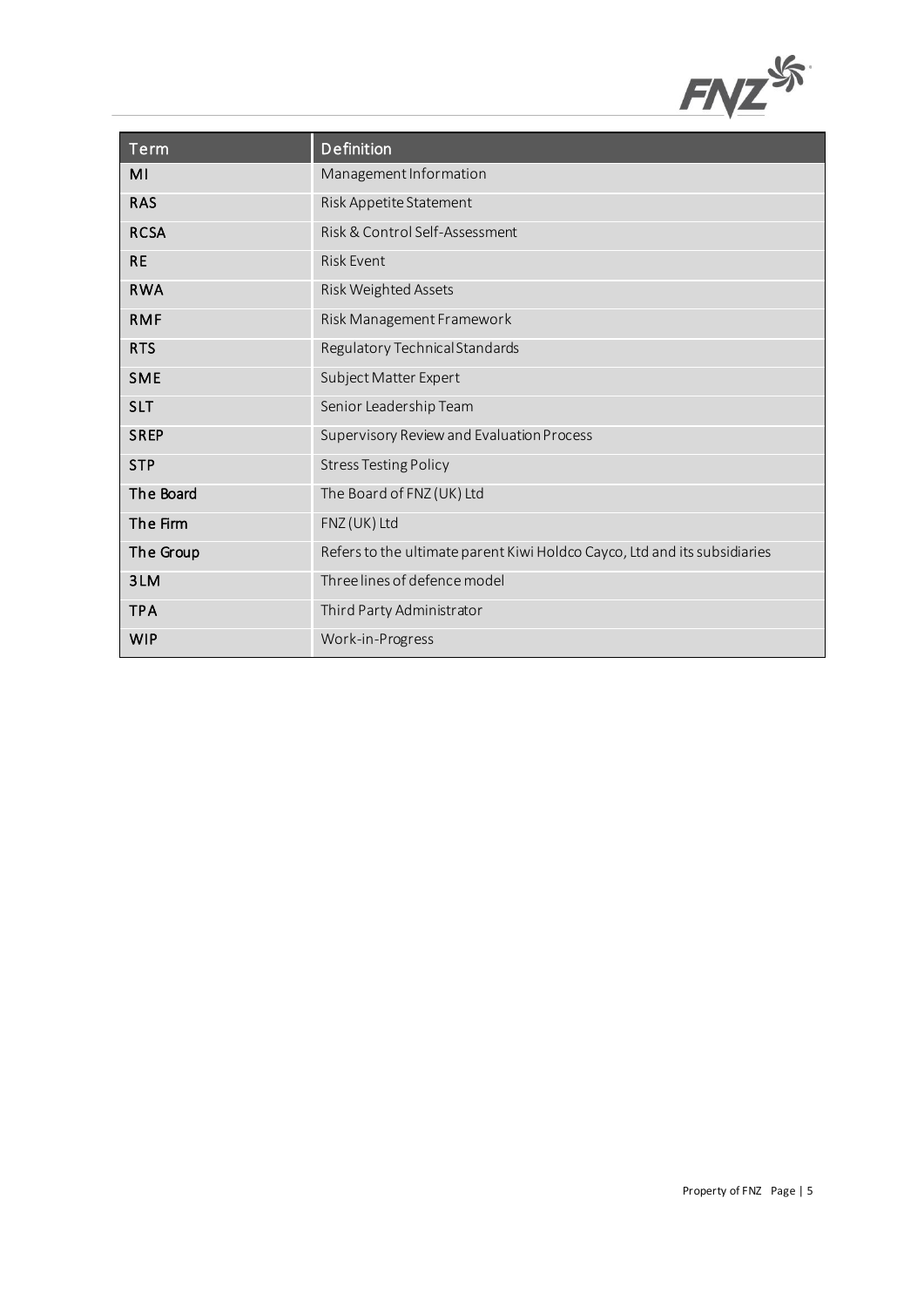| Term | Definition |
|---|---|
| **MI** | Management Information |
| **RAS** | Risk Appetite Statement |
| **RCSA** | Risk & Control Self-Assessment |
| **RE** | Risk Event |
| **RWA** | Risk Weighted Assets |
| **RMF** | Risk Management Framework |
| **RTS** | Regulatory Technical Standards |
| **SME** | Subject Matter Expert |
| **SLT** | Senior Leadership Team |
| **SREP** | Supervisory Review and Evaluation Process |
| **STP** | Stress Testing Policy |
| **The Board** | The Board of FNZ (UK) Ltd |
| **The Firm** | FNZ (UK) Ltd |
| **The Group** | Refers to the ultimate parent Kiwi Holdco Cayco, Ltd and its subsidiaries |
| **3LM** | Three lines of defence model |
| **TPA** | Third Party Administrator |
| **WIP** | Work-in-Progress |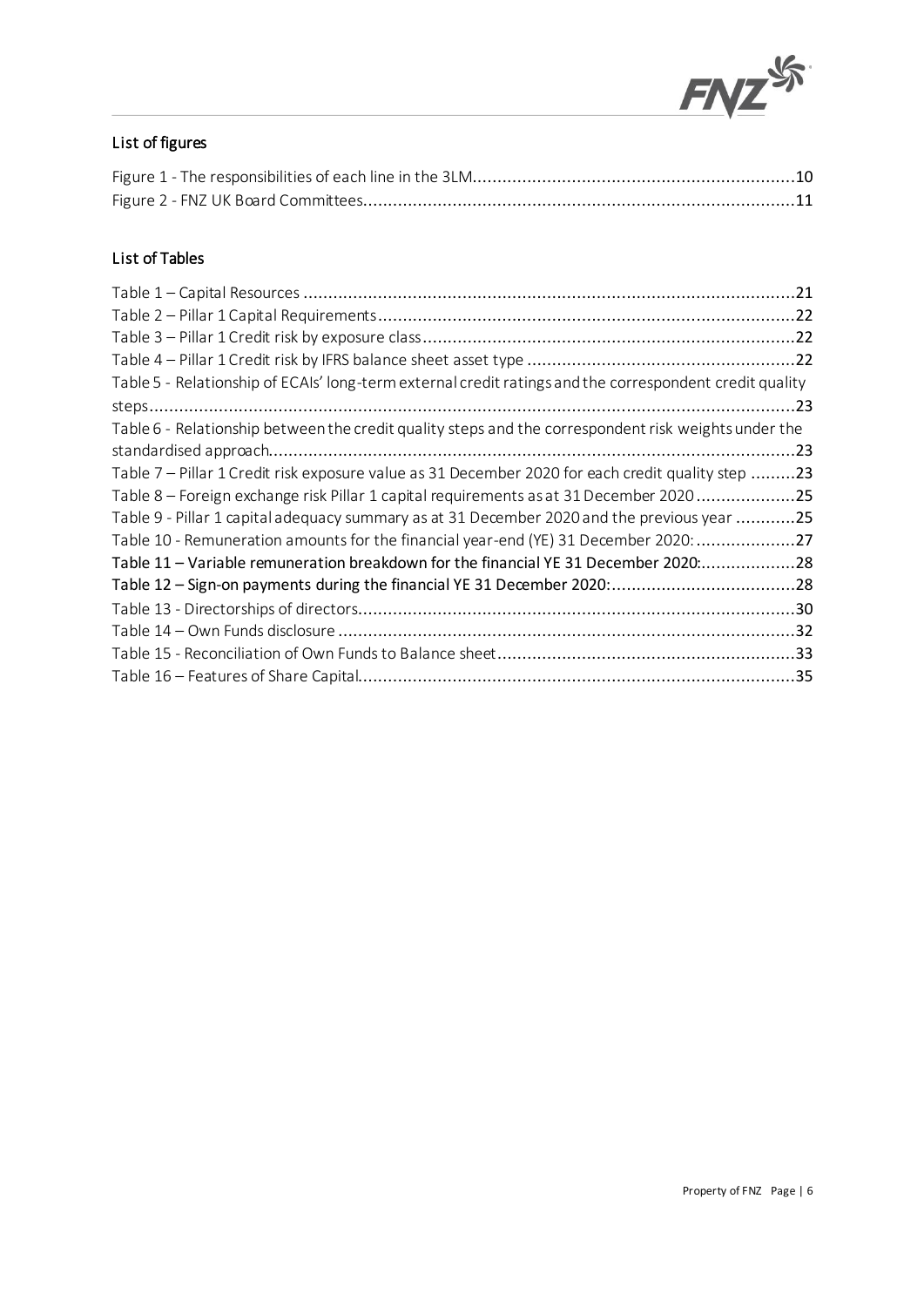## List of figures

Figure 1 - The responsibilities of each line in the 3LM....................................................................10
Figure 2 - FNZ UK Board Committees.........................................................................................11

## List of Tables

Table 1 – Capital Resources ......................................................................................................21
Table 2 – Pillar 1 Capital Requirements......................................................................................22
Table 3 – Pillar 1 Credit risk by exposure class............................................................................22
Table 4 – Pillar 1 Credit risk by IFRS balance sheet asset type .......................................................22
Table 5 - Relationship of ECAIs' long-term external credit ratings and the correspondent credit quality steps.....................................................................................................................................23
Table 6 - Relationship between the credit quality steps and the correspondent risk weights under the standardised approach...........................................................................................................23
Table 7 – Pillar 1 Credit risk exposure value as 31 December 2020 for each credit quality step .........23
Table 8 – Foreign exchange risk Pillar 1 capital requirements as at 31 December 2020 .....................25
Table 9 - Pillar 1 capital adequacy summary as at 31 December 2020 and the previous year ............25
Table 10 - Remuneration amounts for the financial year-end (YE) 31 December 2020: ....................27
Table 11 – Variable remuneration breakdown for the financial YE 31 December 2020:...................28
Table 12 – Sign-on payments during the financial YE 31 December 2020:......................................28
Table 13 - Directorships of directors.........................................................................................30
Table 14 – Own Funds disclosure ...........................................................................................32
Table 15 - Reconciliation of Own Funds to Balance sheet............................................................33
Table 16 – Features of Share Capital.........................................................................................35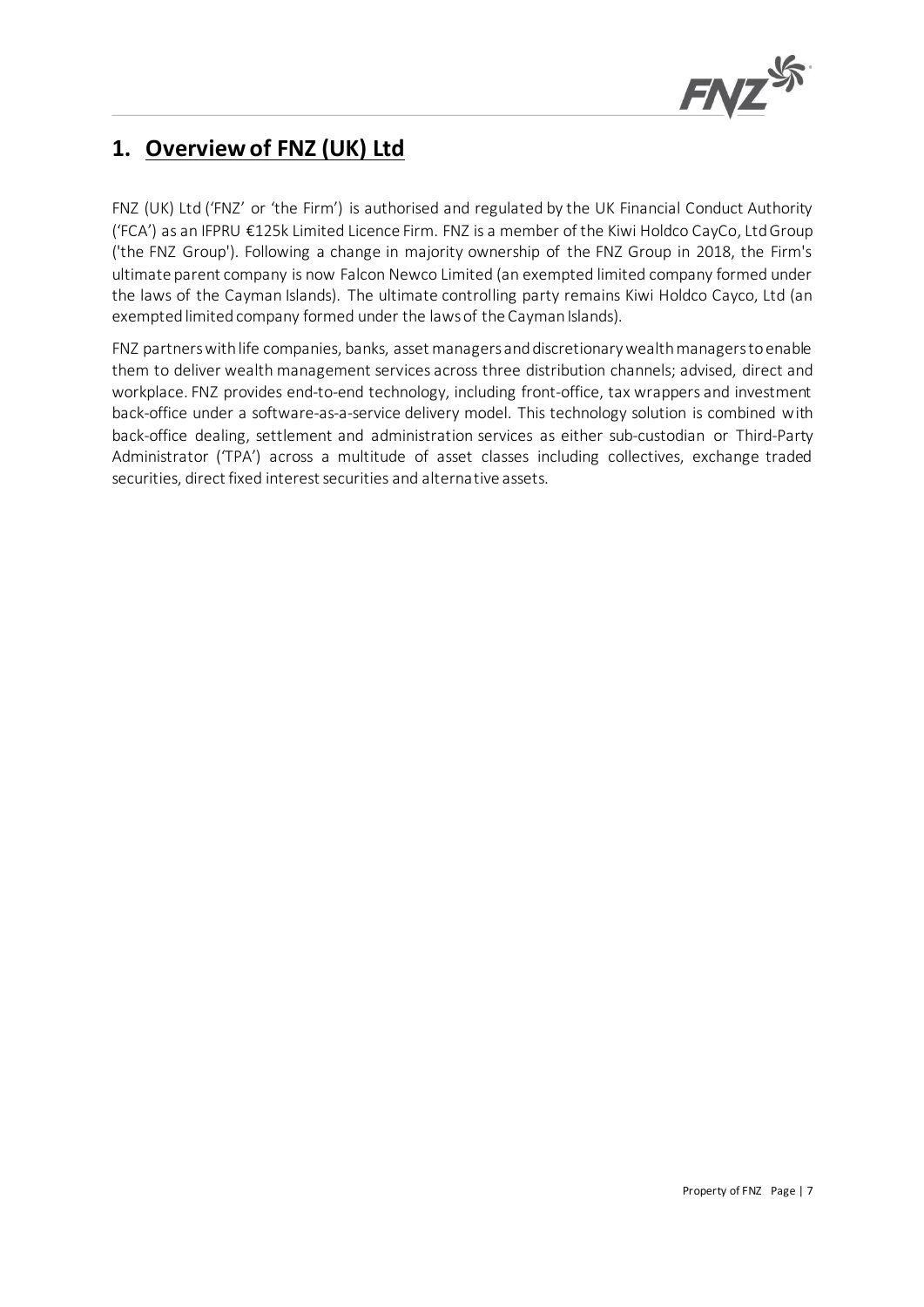# 1. Overview of FNZ (UK) Ltd

FNZ (UK) Ltd ('FNZ' or 'the Firm') is authorised and regulated by the UK Financial Conduct Authority ('FCA') as an IFPRU €125k Limited Licence Firm. FNZ is a member of the Kiwi Holdco CayCo, Ltd Group ('the FNZ Group'). Following a change in majority ownership of the FNZ Group in 2018, the Firm's ultimate parent company is now Falcon Newco Limited (an exempted limited company formed under the laws of the Cayman Islands). The ultimate controlling party remains Kiwi Holdco Cayco, Ltd (an exempted limited company formed under the laws of the Cayman Islands).

FNZ partners with life companies, banks, asset managers and discretionary wealth managers to enable them to deliver wealth management services across three distribution channels; advised, direct and workplace. FNZ provides end-to-end technology, including front-office, tax wrappers and investment back-office under a software-as-a-service delivery model. This technology solution is combined with back-office dealing, settlement and administration services as either sub-custodian or Third-Party Administrator ('TPA') across a multitude of asset classes including collectives, exchange traded securities, direct fixed interest securities and alternative assets.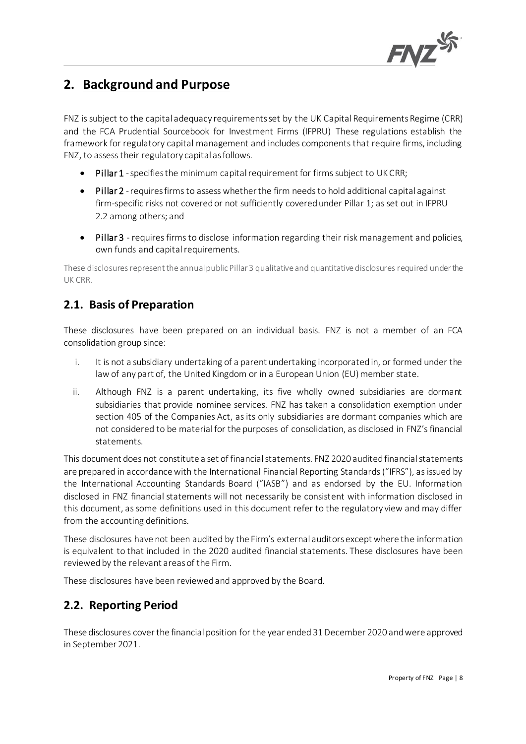## 2. Background and Purpose

FNZ is subject to the capital adequacy requirements set by the UK Capital Requirements Regime (CRR) and the FCA Prudential Sourcebook for Investment Firms (IFPRU) These regulations establish the framework for regulatory capital management and includes components that require firms, including FNZ, to assess their regulatory capital as follows.

- **Pillar 1** - specifies the minimum capital requirement for firms subject to UK CRR;
- **Pillar 2** - requires firms to assess whether the firm needs to hold additional capital against firm-specific risks not covered or not sufficiently covered under Pillar 1; as set out in IFPRU 2.2 among others; and
- **Pillar 3** - requires firms to disclose information regarding their risk management and policies, own funds and capital requirements.

These disclosures represent the annual public Pillar 3 qualitative and quantitative disclosures required under the UK CRR.

### 2.1. Basis of Preparation

These disclosures have been prepared on an individual basis. FNZ is not a member of an FCA consolidation group since:

i. It is not a subsidiary undertaking of a parent undertaking incorporated in, or formed under the law of any part of, the United Kingdom or in a European Union (EU) member state.

ii. Although FNZ is a parent undertaking, its five wholly owned subsidiaries are dormant subsidiaries that provide nominee services. FNZ has taken a consolidation exemption under section 405 of the Companies Act, as its only subsidiaries are dormant companies which are not considered to be material for the purposes of consolidation, as disclosed in FNZ's financial statements.

This document does not constitute a set of financial statements. FNZ 2020 audited financial statements are prepared in accordance with the International Financial Reporting Standards ("IFRS"), as issued by the International Accounting Standards Board ("IASB") and as endorsed by the EU. Information disclosed in FNZ financial statements will not necessarily be consistent with information disclosed in this document, as some definitions used in this document refer to the regulatory view and may differ from the accounting definitions.

These disclosures have not been audited by the Firm's external auditors except where the information is equivalent to that included in the 2020 audited financial statements. These disclosures have been reviewed by the relevant areas of the Firm.

These disclosures have been reviewed and approved by the Board.

### 2.2. Reporting Period

These disclosures cover the financial position for the year ended 31 December 2020 and were approved in September 2021.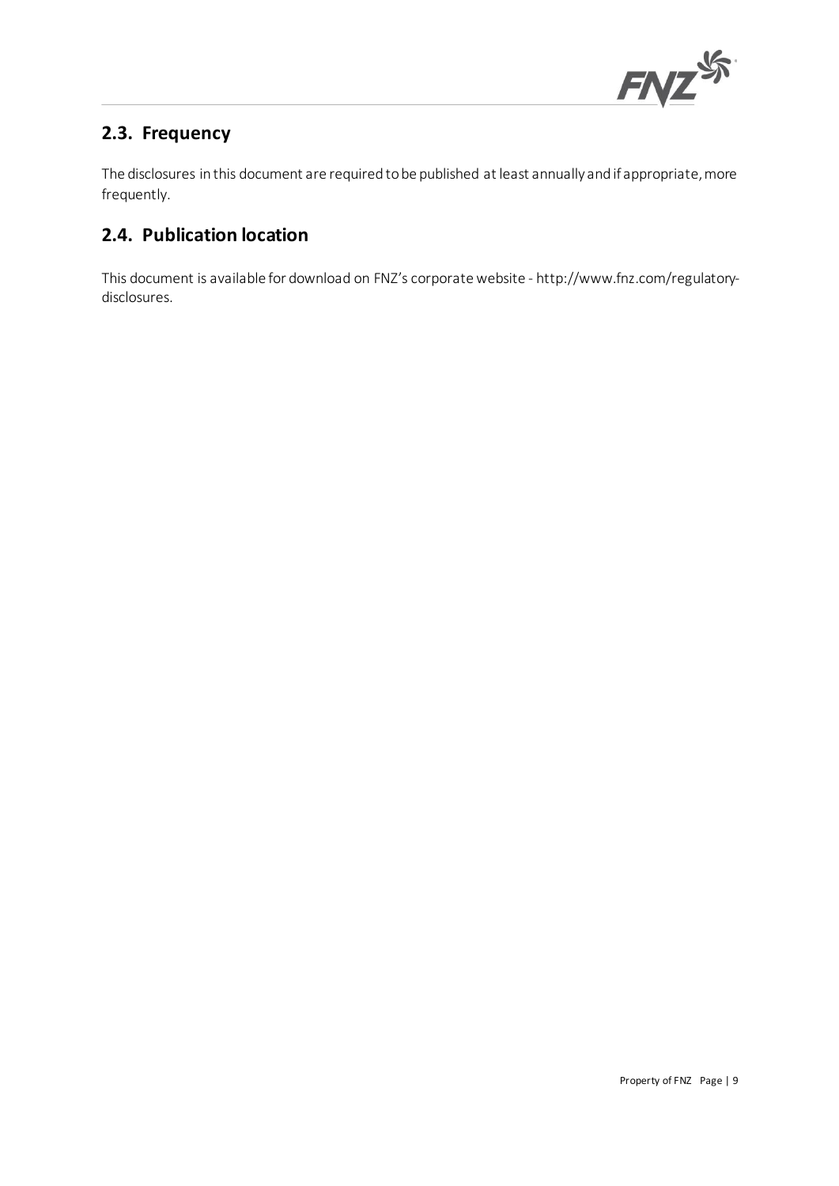## 2.3. Frequency

The disclosures in this document are required to be published at least annually and if appropriate, more frequently.

## 2.4. Publication location

This document is available for download on FNZ's corporate website - http://www.fnz.com/regulatory-disclosures.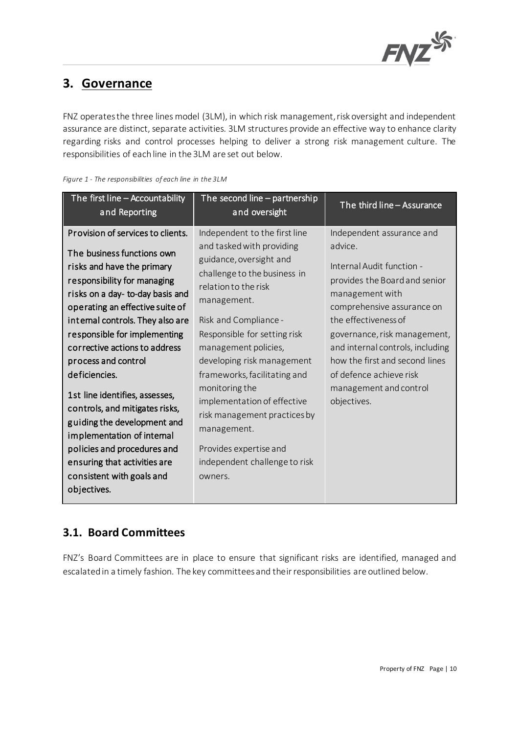## 3. Governance

FNZ operates the three lines model (3LM), in which risk management, risk oversight and independent assurance are distinct, separate activities. 3LM structures provide an effective way to enhance clarity regarding risks and control processes helping to deliver a strong risk management culture. The responsibilities of each line in the 3LM are set out below.

*Figure 1 - The responsibilities of each line in the 3LM*

| The first line – Accountability and Reporting | The second line – partnership and oversight | The third line – Assurance |
| --- | --- | --- |
| Provision of services to clients.<br><br>The business functions own risks and have the primary responsibility for managing risks on a day- to-day basis and operating an effective suite of internal controls. They also are responsible for implementing corrective actions to address process and control deficiencies.<br><br>1st line identifies, assesses, controls, and mitigates risks, guiding the development and implementation of internal policies and procedures and ensuring that activities are consistent with goals and objectives. | Independent to the first line and tasked with providing guidance, oversight and challenge to the business in relation to the risk management.<br><br>Risk and Compliance - Responsible for setting risk management policies, developing risk management frameworks, facilitating and monitoring the implementation of effective risk management practices by management.<br><br>Provides expertise and independent challenge to risk owners. | Independent assurance and advice.<br><br>Internal Audit function - provides the Board and senior management with comprehensive assurance on the effectiveness of governance, risk management, and internal controls, including how the first and second lines of defence achieve risk management and control objectives. |

### 3.1. Board Committees

FNZ's Board Committees are in place to ensure that significant risks are identified, managed and escalated in a timely fashion. The key committees and their responsibilities are outlined below.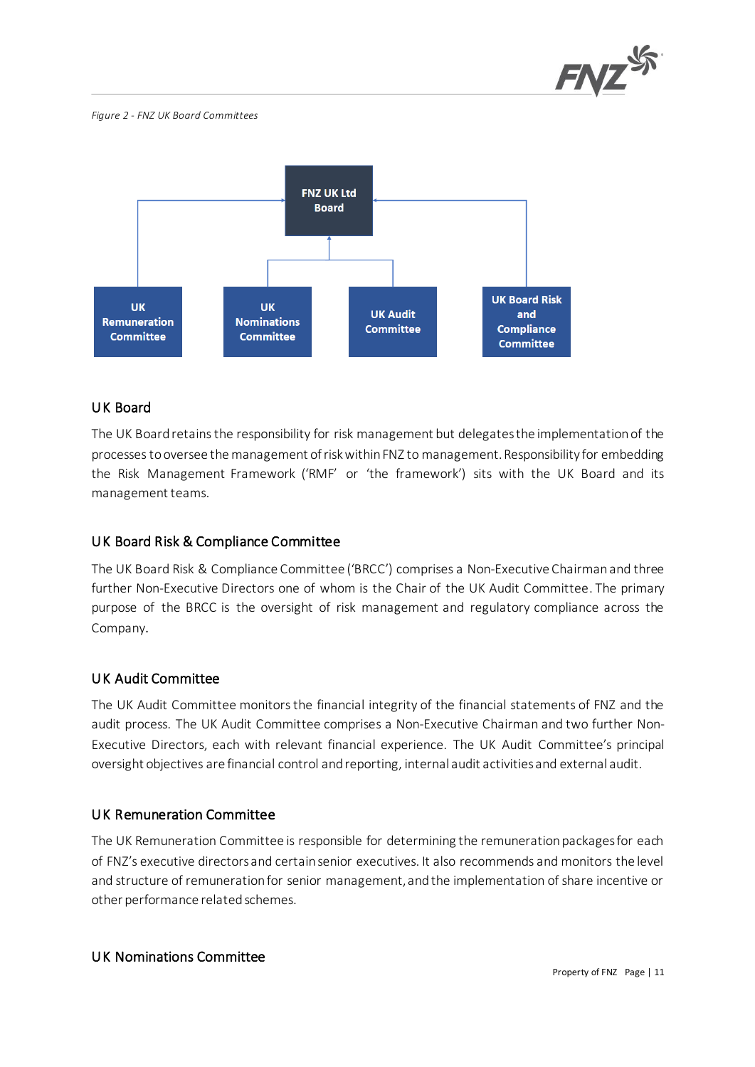*Figure 2 - FNZ UK Board Committees*

FNZ UK Ltd Board

UK Remuneration Committee

UK Nominations Committee

UK Audit Committee

UK Board Risk and Compliance Committee

## UK Board

The UK Board retains the responsibility for risk management but delegates the implementation of the processes to oversee the management of risk within FNZ to management. Responsibility for embedding the Risk Management Framework ('RMF' or 'the framework') sits with the UK Board and its management teams.

## UK Board Risk & Compliance Committee

The UK Board Risk & Compliance Committee ('BRCC') comprises a Non-Executive Chairman and three further Non-Executive Directors one of whom is the Chair of the UK Audit Committee. The primary purpose of the BRCC is the oversight of risk management and regulatory compliance across the Company.

## UK Audit Committee

The UK Audit Committee monitors the financial integrity of the financial statements of FNZ and the audit process. The UK Audit Committee comprises a Non-Executive Chairman and two further Non-Executive Directors, each with relevant financial experience. The UK Audit Committee's principal oversight objectives are financial control and reporting, internal audit activities and external audit.

## UK Remuneration Committee

The UK Remuneration Committee is responsible for determining the remuneration packages for each of FNZ's executive directors and certain senior executives. It also recommends and monitors the level and structure of remuneration for senior management, and the implementation of share incentive or other performance related schemes.

## UK Nominations Committee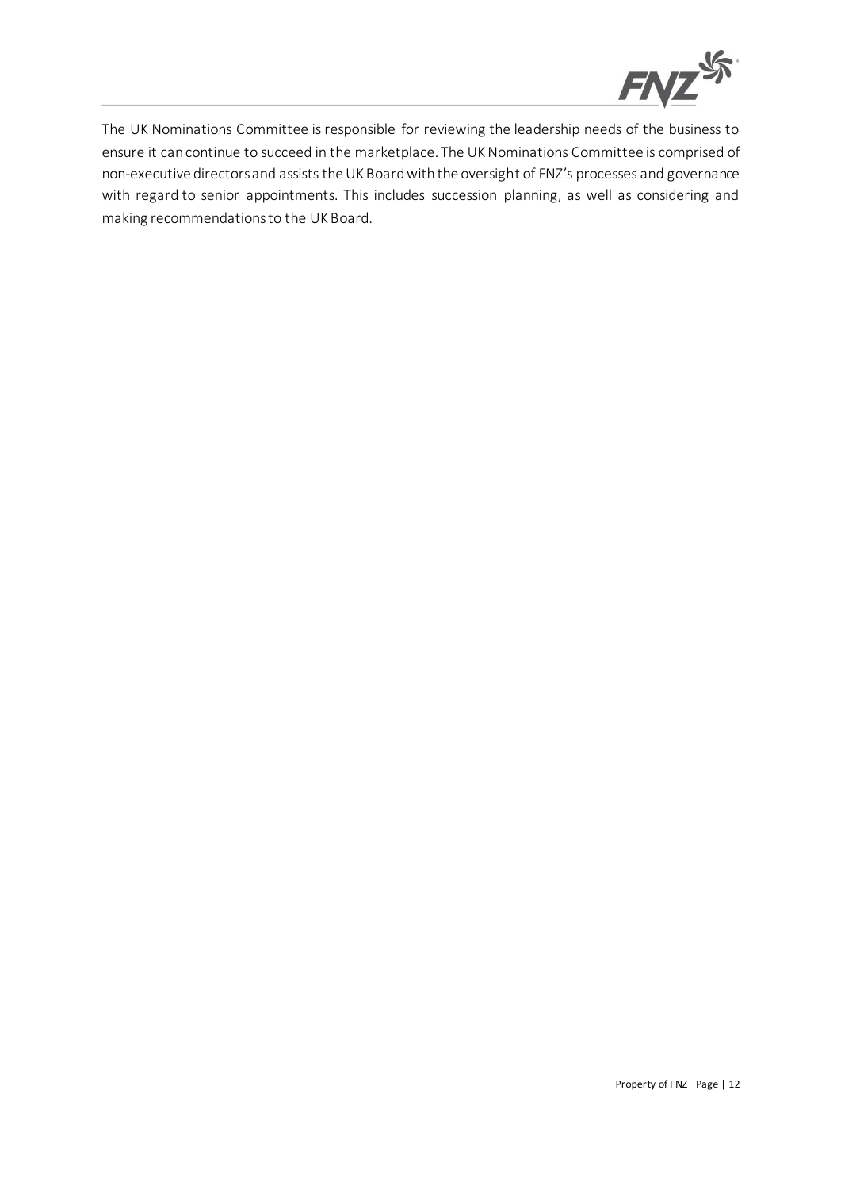The UK Nominations Committee is responsible for reviewing the leadership needs of the business to ensure it can continue to succeed in the marketplace. The UK Nominations Committee is comprised of non-executive directors and assists the UK Board with the oversight of FNZ's processes and governance with regard to senior appointments. This includes succession planning, as well as considering and making recommendations to the UK Board.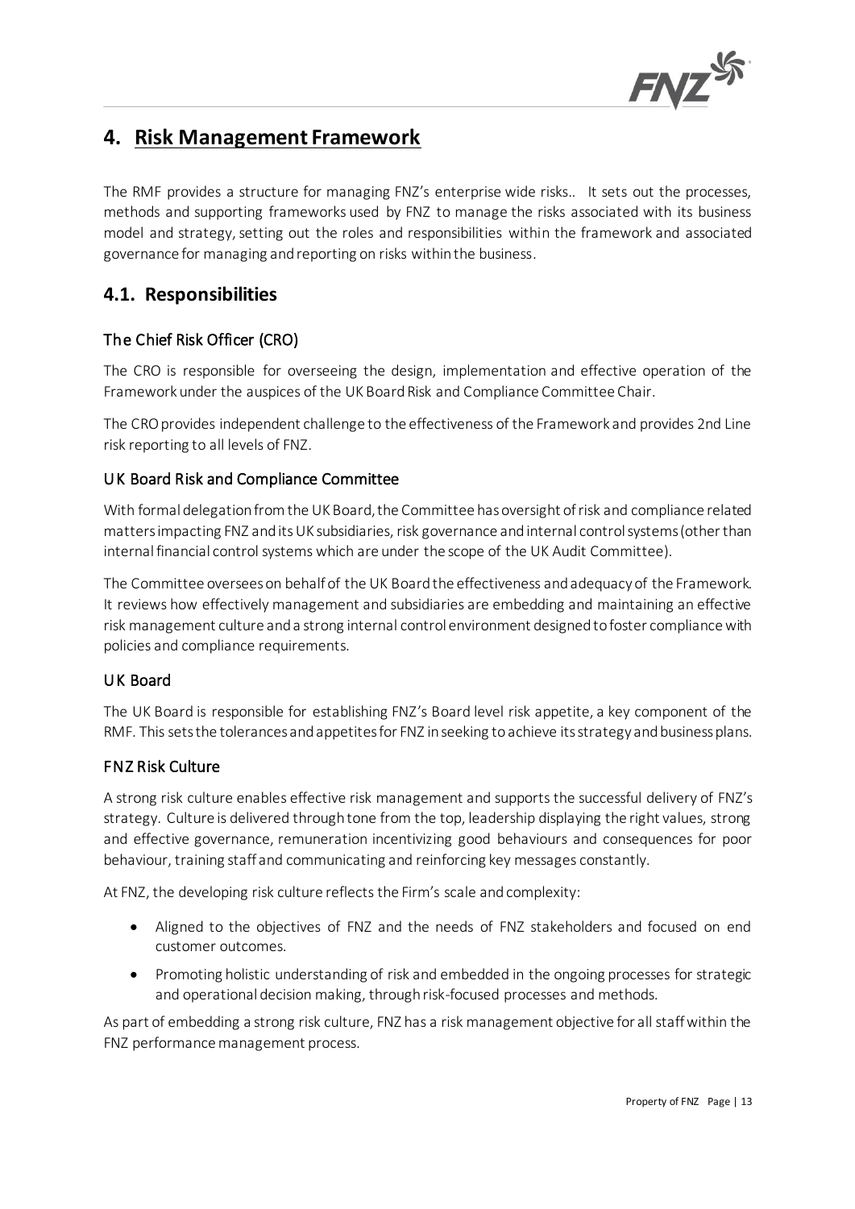# 4. Risk Management Framework

The RMF provides a structure for managing FNZ's enterprise wide risks.. It sets out the processes, methods and supporting frameworks used by FNZ to manage the risks associated with its business model and strategy, setting out the roles and responsibilities within the framework and associated governance for managing and reporting on risks within the business.

## 4.1. Responsibilities

### The Chief Risk Officer (CRO)

The CRO is responsible for overseeing the design, implementation and effective operation of the Framework under the auspices of the UK Board Risk and Compliance Committee Chair.

The CRO provides independent challenge to the effectiveness of the Framework and provides 2nd Line risk reporting to all levels of FNZ.

### UK Board Risk and Compliance Committee

With formal delegation from the UK Board, the Committee has oversight of risk and compliance related matters impacting FNZ and its UK subsidiaries, risk governance and internal control systems (other than internal financial control systems which are under the scope of the UK Audit Committee).

The Committee oversees on behalf of the UK Board the effectiveness and adequacy of the Framework. It reviews how effectively management and subsidiaries are embedding and maintaining an effective risk management culture and a strong internal control environment designed to foster compliance with policies and compliance requirements.

### UK Board

The UK Board is responsible for establishing FNZ's Board level risk appetite, a key component of the RMF. This sets the tolerances and appetites for FNZ in seeking to achieve its strategy and business plans.

### FNZ Risk Culture

A strong risk culture enables effective risk management and supports the successful delivery of FNZ's strategy. Culture is delivered through tone from the top, leadership displaying the right values, strong and effective governance, remuneration incentivizing good behaviours and consequences for poor behaviour, training staff and communicating and reinforcing key messages constantly.

At FNZ, the developing risk culture reflects the Firm's scale and complexity:

- Aligned to the objectives of FNZ and the needs of FNZ stakeholders and focused on end customer outcomes.
- Promoting holistic understanding of risk and embedded in the ongoing processes for strategic and operational decision making, through risk-focused processes and methods.

As part of embedding a strong risk culture, FNZ has a risk management objective for all staff within the FNZ performance management process.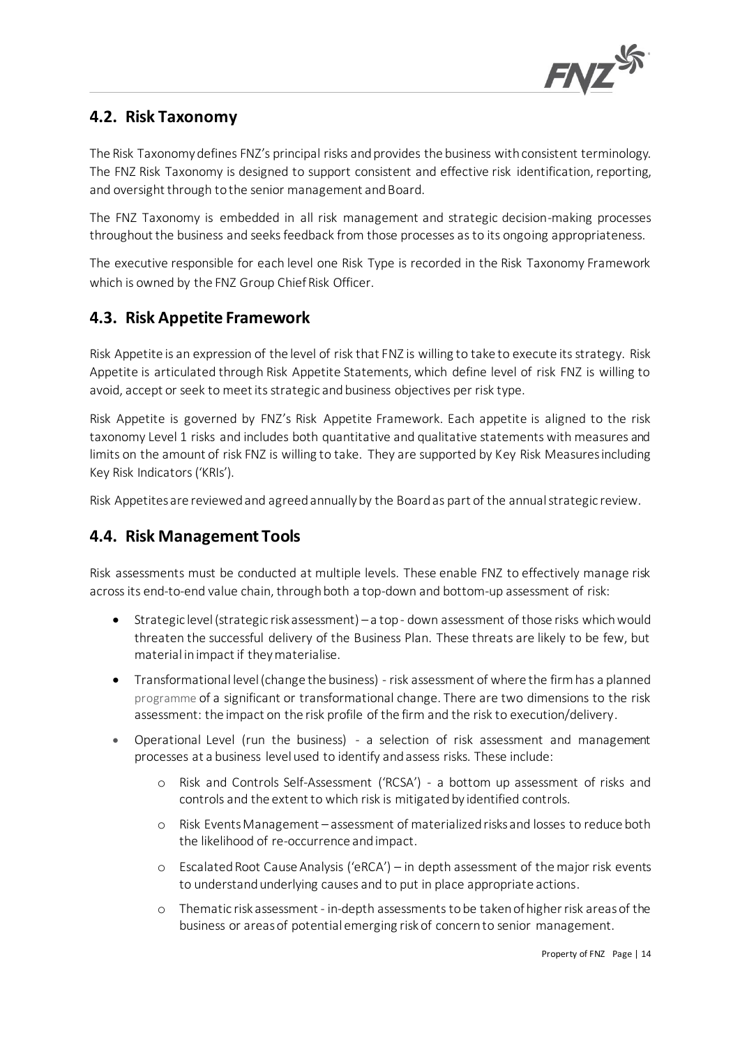## 4.2. Risk Taxonomy

The Risk Taxonomy defines FNZ's principal risks and provides the business with consistent terminology. The FNZ Risk Taxonomy is designed to support consistent and effective risk identification, reporting, and oversight through to the senior management and Board.

The FNZ Taxonomy is embedded in all risk management and strategic decision-making processes throughout the business and seeks feedback from those processes as to its ongoing appropriateness.

The executive responsible for each level one Risk Type is recorded in the Risk Taxonomy Framework which is owned by the FNZ Group Chief Risk Officer.

## 4.3. Risk Appetite Framework

Risk Appetite is an expression of the level of risk that FNZ is willing to take to execute its strategy. Risk Appetite is articulated through Risk Appetite Statements, which define level of risk FNZ is willing to avoid, accept or seek to meet its strategic and business objectives per risk type.

Risk Appetite is governed by FNZ's Risk Appetite Framework. Each appetite is aligned to the risk taxonomy Level 1 risks and includes both quantitative and qualitative statements with measures and limits on the amount of risk FNZ is willing to take. They are supported by Key Risk Measures including Key Risk Indicators ('KRIs').

Risk Appetites are reviewed and agreed annually by the Board as part of the annual strategic review.

## 4.4. Risk Management Tools

Risk assessments must be conducted at multiple levels. These enable FNZ to effectively manage risk across its end-to-end value chain, through both a top-down and bottom-up assessment of risk:

- Strategic level (strategic risk assessment) – a top - down assessment of those risks which would threaten the successful delivery of the Business Plan. These threats are likely to be few, but material in impact if they materialise.
- Transformational level (change the business) - risk assessment of where the firm has a planned programme of a significant or transformational change. There are two dimensions to the risk assessment: the impact on the risk profile of the firm and the risk to execution/delivery.
- Operational Level (run the business) - a selection of risk assessment and management processes at a business level used to identify and assess risks. These include:
  - Risk and Controls Self-Assessment ('RCSA') - a bottom up assessment of risks and controls and the extent to which risk is mitigated by identified controls.
  - Risk Events Management – assessment of materialized risks and losses to reduce both the likelihood of re-occurrence and impact.
  - Escalated Root Cause Analysis ('eRCA') – in depth assessment of the major risk events to understand underlying causes and to put in place appropriate actions.
  - Thematic risk assessment - in-depth assessments to be taken of higher risk areas of the business or areas of potential emerging risk of concern to senior management.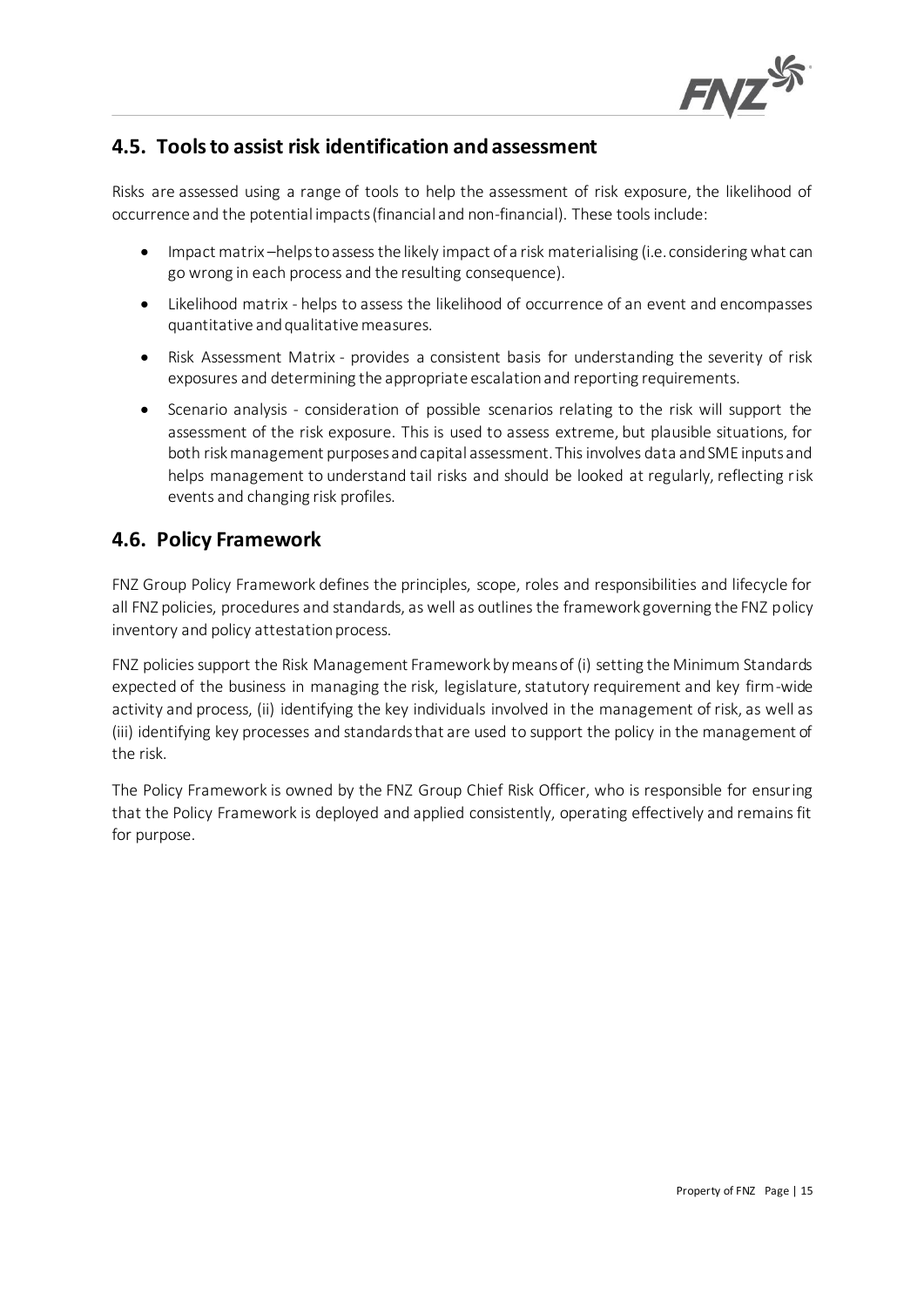## 4.5. Tools to assist risk identification and assessment

Risks are assessed using a range of tools to help the assessment of risk exposure, the likelihood of occurrence and the potential impacts (financial and non-financial). These tools include:

- Impact matrix –helps to assess the likely impact of a risk materialising (i.e. considering what can go wrong in each process and the resulting consequence).
- Likelihood matrix - helps to assess the likelihood of occurrence of an event and encompasses quantitative and qualitative measures.
- Risk Assessment Matrix - provides a consistent basis for understanding the severity of risk exposures and determining the appropriate escalation and reporting requirements.
- Scenario analysis - consideration of possible scenarios relating to the risk will support the assessment of the risk exposure. This is used to assess extreme, but plausible situations, for both risk management purposes and capital assessment. This involves data and SME inputs and helps management to understand tail risks and should be looked at regularly, reflecting risk events and changing risk profiles.

## 4.6. Policy Framework

FNZ Group Policy Framework defines the principles, scope, roles and responsibilities and lifecycle for all FNZ policies, procedures and standards, as well as outlines the framework governing the FNZ policy inventory and policy attestation process.

FNZ policies support the Risk Management Framework by means of (i) setting the Minimum Standards expected of the business in managing the risk, legislature, statutory requirement and key firm-wide activity and process, (ii) identifying the key individuals involved in the management of risk, as well as (iii) identifying key processes and standards that are used to support the policy in the management of the risk.

The Policy Framework is owned by the FNZ Group Chief Risk Officer, who is responsible for ensuring that the Policy Framework is deployed and applied consistently, operating effectively and remains fit for purpose.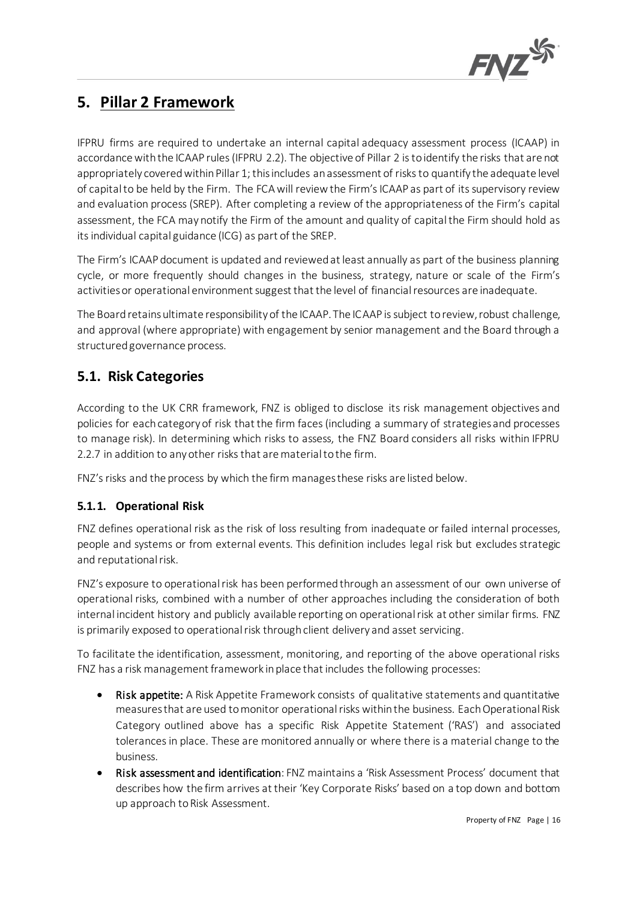# 5. Pillar 2 Framework

IFPRU firms are required to undertake an internal capital adequacy assessment process (ICAAP) in accordance with the ICAAP rules (IFPRU 2.2). The objective of Pillar 2 is to identify the risks that are not appropriately covered within Pillar 1; this includes an assessment of risks to quantify the adequate level of capital to be held by the Firm. The FCA will review the Firm's ICAAP as part of its supervisory review and evaluation process (SREP). After completing a review of the appropriateness of the Firm's capital assessment, the FCA may notify the Firm of the amount and quality of capital the Firm should hold as its individual capital guidance (ICG) as part of the SREP.

The Firm's ICAAP document is updated and reviewed at least annually as part of the business planning cycle, or more frequently should changes in the business, strategy, nature or scale of the Firm's activities or operational environment suggest that the level of financial resources are inadequate.

The Board retains ultimate responsibility of the ICAAP. The ICAAP is subject to review, robust challenge, and approval (where appropriate) with engagement by senior management and the Board through a structured governance process.

## 5.1. Risk Categories

According to the UK CRR framework, FNZ is obliged to disclose its risk management objectives and policies for each category of risk that the firm faces (including a summary of strategies and processes to manage risk). In determining which risks to assess, the FNZ Board considers all risks within IFPRU 2.2.7 in addition to any other risks that are material to the firm.

FNZ's risks and the process by which the firm manages these risks are listed below.

### 5.1.1. Operational Risk

FNZ defines operational risk as the risk of loss resulting from inadequate or failed internal processes, people and systems or from external events. This definition includes legal risk but excludes strategic and reputational risk.

FNZ's exposure to operational risk has been performed through an assessment of our own universe of operational risks, combined with a number of other approaches including the consideration of both internal incident history and publicly available reporting on operational risk at other similar firms. FNZ is primarily exposed to operational risk through client delivery and asset servicing.

To facilitate the identification, assessment, monitoring, and reporting of the above operational risks FNZ has a risk management framework in place that includes the following processes:

- **Risk appetite:** A Risk Appetite Framework consists of qualitative statements and quantitative measures that are used to monitor operational risks within the business. Each Operational Risk Category outlined above has a specific Risk Appetite Statement ('RAS') and associated tolerances in place. These are monitored annually or where there is a material change to the business.
- **Risk assessment and identification**: FNZ maintains a 'Risk Assessment Process' document that describes how the firm arrives at their 'Key Corporate Risks' based on a top down and bottom up approach to Risk Assessment.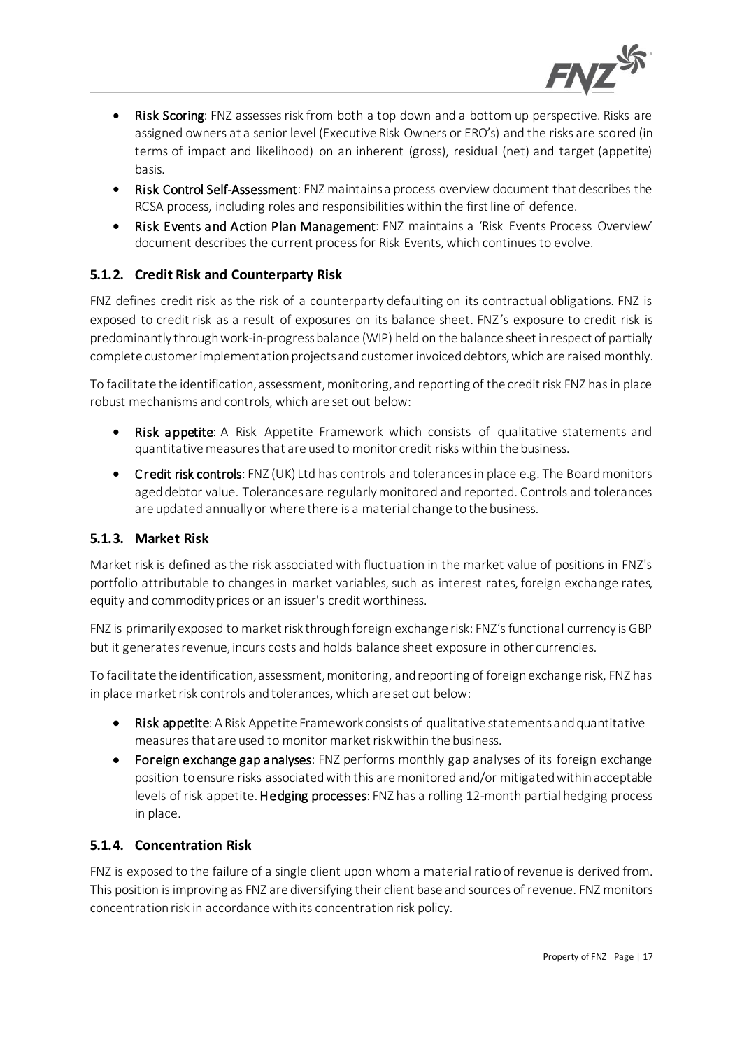- **Risk Scoring**: FNZ assesses risk from both a top down and a bottom up perspective. Risks are assigned owners at a senior level (Executive Risk Owners or ERO's) and the risks are scored (in terms of impact and likelihood) on an inherent (gross), residual (net) and target (appetite) basis.
- **Risk Control Self-Assessment**: FNZ maintains a process overview document that describes the RCSA process, including roles and responsibilities within the first line of defence.
- **Risk Events and Action Plan Management**: FNZ maintains a 'Risk Events Process Overview' document describes the current process for Risk Events, which continues to evolve.

### 5.1.2. Credit Risk and Counterparty Risk

FNZ defines credit risk as the risk of a counterparty defaulting on its contractual obligations. FNZ is exposed to credit risk as a result of exposures on its balance sheet. FNZ's exposure to credit risk is predominantly through work-in-progress balance (WIP) held on the balance sheet in respect of partially complete customer implementation projects and customer invoiced debtors, which are raised monthly.

To facilitate the identification, assessment, monitoring, and reporting of the credit risk FNZ has in place robust mechanisms and controls, which are set out below:

- **Risk appetite**: A Risk Appetite Framework which consists of qualitative statements and quantitative measures that are used to monitor credit risks within the business.
- **Credit risk controls**: FNZ (UK) Ltd has controls and tolerances in place e.g. The Board monitors aged debtor value. Tolerances are regularly monitored and reported. Controls and tolerances are updated annually or where there is a material change to the business.

### 5.1.3. Market Risk

Market risk is defined as the risk associated with fluctuation in the market value of positions in FNZ's portfolio attributable to changes in market variables, such as interest rates, foreign exchange rates, equity and commodity prices or an issuer's credit worthiness.

FNZ is primarily exposed to market risk through foreign exchange risk: FNZ's functional currency is GBP but it generates revenue, incurs costs and holds balance sheet exposure in other currencies.

To facilitate the identification, assessment, monitoring, and reporting of foreign exchange risk, FNZ has in place market risk controls and tolerances, which are set out below:

- **Risk appetite**: A Risk Appetite Framework consists of qualitative statements and quantitative measures that are used to monitor market risk within the business.
- **Foreign exchange gap analyses**: FNZ performs monthly gap analyses of its foreign exchange position to ensure risks associated with this are monitored and/or mitigated within acceptable levels of risk appetite. **Hedging processes**: FNZ has a rolling 12-month partial hedging process in place.

### 5.1.4. Concentration Risk

FNZ is exposed to the failure of a single client upon whom a material ratio of revenue is derived from. This position is improving as FNZ are diversifying their client base and sources of revenue. FNZ monitors concentration risk in accordance with its concentration risk policy.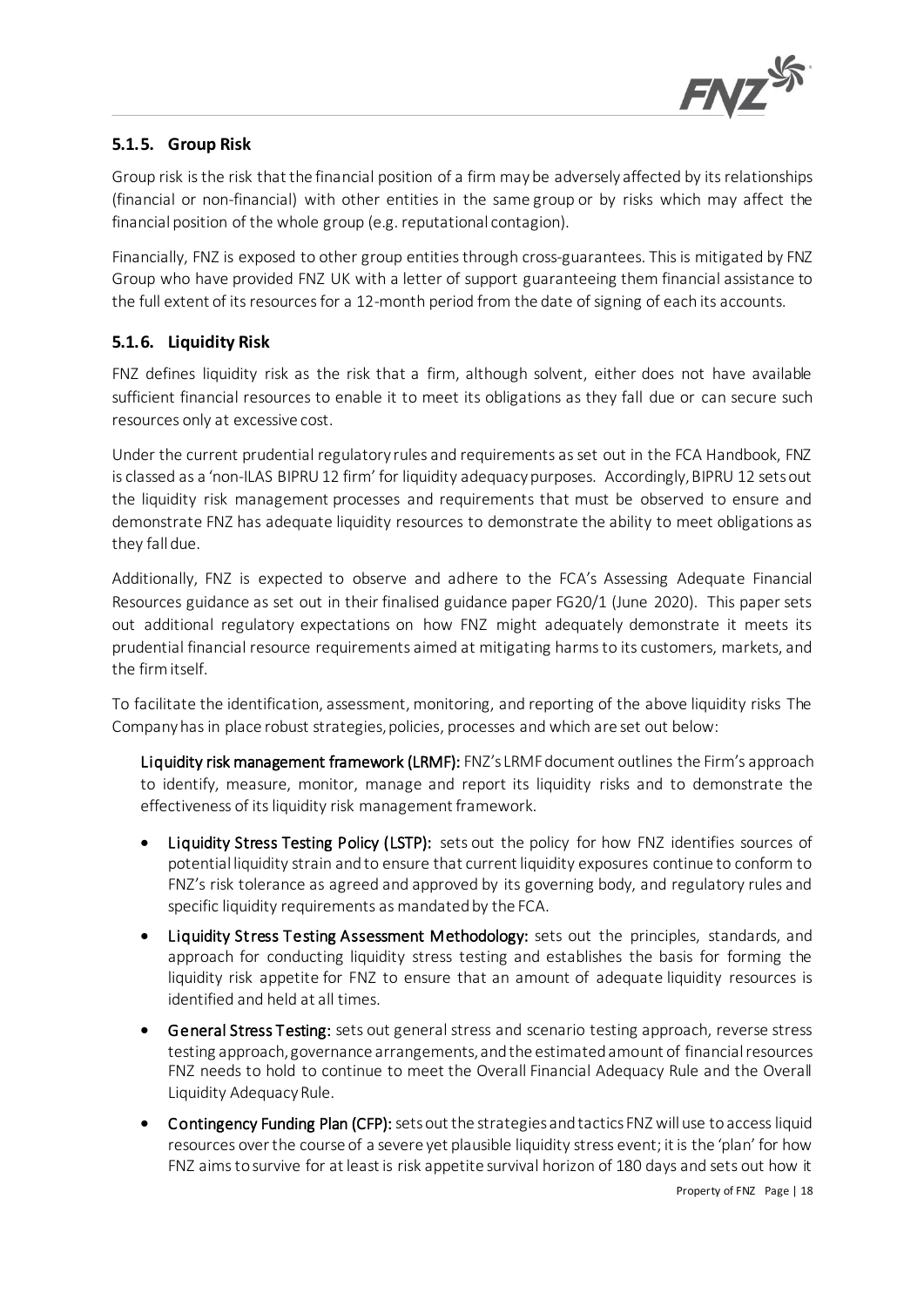### 5.1.5. Group Risk

Group risk is the risk that the financial position of a firm may be adversely affected by its relationships (financial or non-financial) with other entities in the same group or by risks which may affect the financial position of the whole group (e.g. reputational contagion).

Financially, FNZ is exposed to other group entities through cross-guarantees. This is mitigated by FNZ Group who have provided FNZ UK with a letter of support guaranteeing them financial assistance to the full extent of its resources for a 12-month period from the date of signing of each its accounts.

### 5.1.6. Liquidity Risk

FNZ defines liquidity risk as the risk that a firm, although solvent, either does not have available sufficient financial resources to enable it to meet its obligations as they fall due or can secure such resources only at excessive cost.

Under the current prudential regulatory rules and requirements as set out in the FCA Handbook, FNZ is classed as a 'non-ILAS BIPRU 12 firm' for liquidity adequacy purposes. Accordingly, BIPRU 12 sets out the liquidity risk management processes and requirements that must be observed to ensure and demonstrate FNZ has adequate liquidity resources to demonstrate the ability to meet obligations as they fall due.

Additionally, FNZ is expected to observe and adhere to the FCA's Assessing Adequate Financial Resources guidance as set out in their finalised guidance paper FG20/1 (June 2020). This paper sets out additional regulatory expectations on how FNZ might adequately demonstrate it meets its prudential financial resource requirements aimed at mitigating harms to its customers, markets, and the firm itself.

To facilitate the identification, assessment, monitoring, and reporting of the above liquidity risks The Company has in place robust strategies, policies, processes and which are set out below:

**Liquidity risk management framework (LRMF):** FNZ's LRMF document outlines the Firm's approach to identify, measure, monitor, manage and report its liquidity risks and to demonstrate the effectiveness of its liquidity risk management framework.

- **Liquidity Stress Testing Policy (LSTP):** sets out the policy for how FNZ identifies sources of potential liquidity strain and to ensure that current liquidity exposures continue to conform to FNZ's risk tolerance as agreed and approved by its governing body, and regulatory rules and specific liquidity requirements as mandated by the FCA.
- **Liquidity Stress Testing Assessment Methodology:** sets out the principles, standards, and approach for conducting liquidity stress testing and establishes the basis for forming the liquidity risk appetite for FNZ to ensure that an amount of adequate liquidity resources is identified and held at all times.
- **General Stress Testing:** sets out general stress and scenario testing approach, reverse stress testing approach, governance arrangements, and the estimated amount of financial resources FNZ needs to hold to continue to meet the Overall Financial Adequacy Rule and the Overall Liquidity Adequacy Rule.
- **Contingency Funding Plan (CFP):** sets out the strategies and tactics FNZ will use to access liquid resources over the course of a severe yet plausible liquidity stress event; it is the 'plan' for how FNZ aims to survive for at least is risk appetite survival horizon of 180 days and sets out how it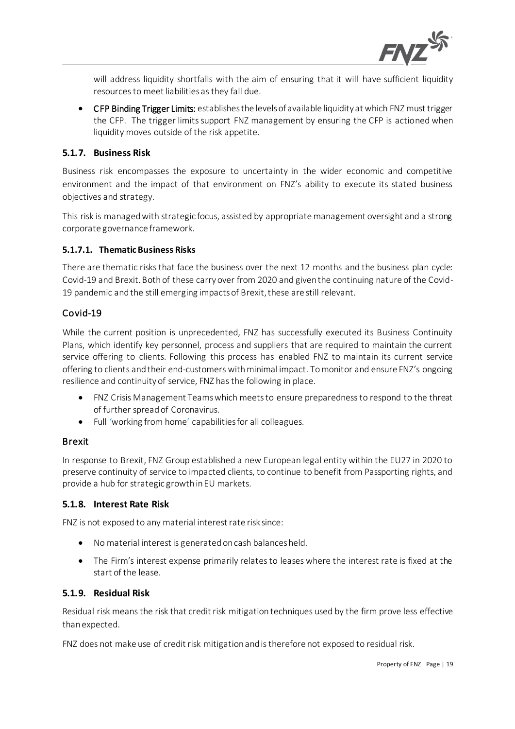will address liquidity shortfalls with the aim of ensuring that it will have sufficient liquidity resources to meet liabilities as they fall due.

- **CFP Binding Trigger Limits:** establishes the levels of available liquidity at which FNZ must trigger the CFP. The trigger limits support FNZ management by ensuring the CFP is actioned when liquidity moves outside of the risk appetite.

### 5.1.7. Business Risk

Business risk encompasses the exposure to uncertainty in the wider economic and competitive environment and the impact of that environment on FNZ's ability to execute its stated business objectives and strategy.

This risk is managed with strategic focus, assisted by appropriate management oversight and a strong corporate governance framework.

#### 5.1.7.1. Thematic Business Risks

There are thematic risks that face the business over the next 12 months and the business plan cycle: Covid-19 and Brexit. Both of these carry over from 2020 and given the continuing nature of the Covid-19 pandemic and the still emerging impacts of Brexit, these are still relevant.

#### Covid-19

While the current position is unprecedented, FNZ has successfully executed its Business Continuity Plans, which identify key personnel, process and suppliers that are required to maintain the current service offering to clients. Following this process has enabled FNZ to maintain its current service offering to clients and their end-customers with minimal impact. To monitor and ensure FNZ's ongoing resilience and continuity of service, FNZ has the following in place.

- FNZ Crisis Management Teams which meets to ensure preparedness to respond to the threat of further spread of Coronavirus.
- Full 'working from home' capabilities for all colleagues.

#### Brexit

In response to Brexit, FNZ Group established a new European legal entity within the EU27 in 2020 to preserve continuity of service to impacted clients, to continue to benefit from Passporting rights, and provide a hub for strategic growth in EU markets.

### 5.1.8. Interest Rate Risk

FNZ is not exposed to any material interest rate risk since:

- No material interest is generated on cash balances held.
- The Firm's interest expense primarily relates to leases where the interest rate is fixed at the start of the lease.

### 5.1.9. Residual Risk

Residual risk means the risk that credit risk mitigation techniques used by the firm prove less effective than expected.

FNZ does not make use of credit risk mitigation and is therefore not exposed to residual risk.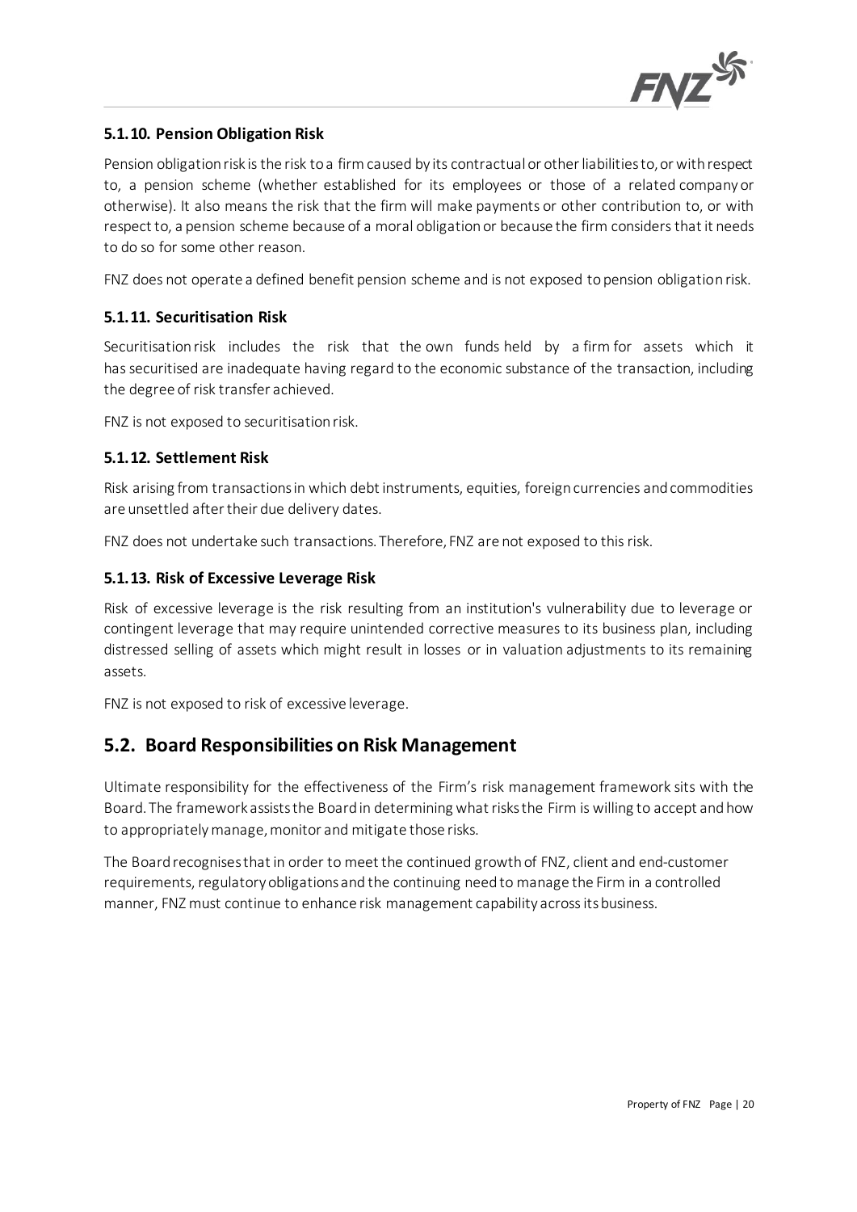### 5.1.10. Pension Obligation Risk

Pension obligation risk is the risk to a firm caused by its contractual or other liabilities to, or with respect to, a pension scheme (whether established for its employees or those of a related company or otherwise). It also means the risk that the firm will make payments or other contribution to, or with respect to, a pension scheme because of a moral obligation or because the firm considers that it needs to do so for some other reason.

FNZ does not operate a defined benefit pension scheme and is not exposed to pension obligation risk.

### 5.1.11. Securitisation Risk

Securitisation risk includes the risk that the own funds held by a firm for assets which it has securitised are inadequate having regard to the economic substance of the transaction, including the degree of risk transfer achieved.

FNZ is not exposed to securitisation risk.

### 5.1.12. Settlement Risk

Risk arising from transactions in which debt instruments, equities, foreign currencies and commodities are unsettled after their due delivery dates.

FNZ does not undertake such transactions. Therefore, FNZ are not exposed to this risk.

### 5.1.13. Risk of Excessive Leverage Risk

Risk of excessive leverage is the risk resulting from an institution's vulnerability due to leverage or contingent leverage that may require unintended corrective measures to its business plan, including distressed selling of assets which might result in losses or in valuation adjustments to its remaining assets.

FNZ is not exposed to risk of excessive leverage.

## 5.2. Board Responsibilities on Risk Management

Ultimate responsibility for the effectiveness of the Firm's risk management framework sits with the Board. The framework assists the Board in determining what risks the Firm is willing to accept and how to appropriately manage, monitor and mitigate those risks.

The Board recognises that in order to meet the continued growth of FNZ, client and end-customer requirements, regulatory obligations and the continuing need to manage the Firm in a controlled manner, FNZ must continue to enhance risk management capability across its business.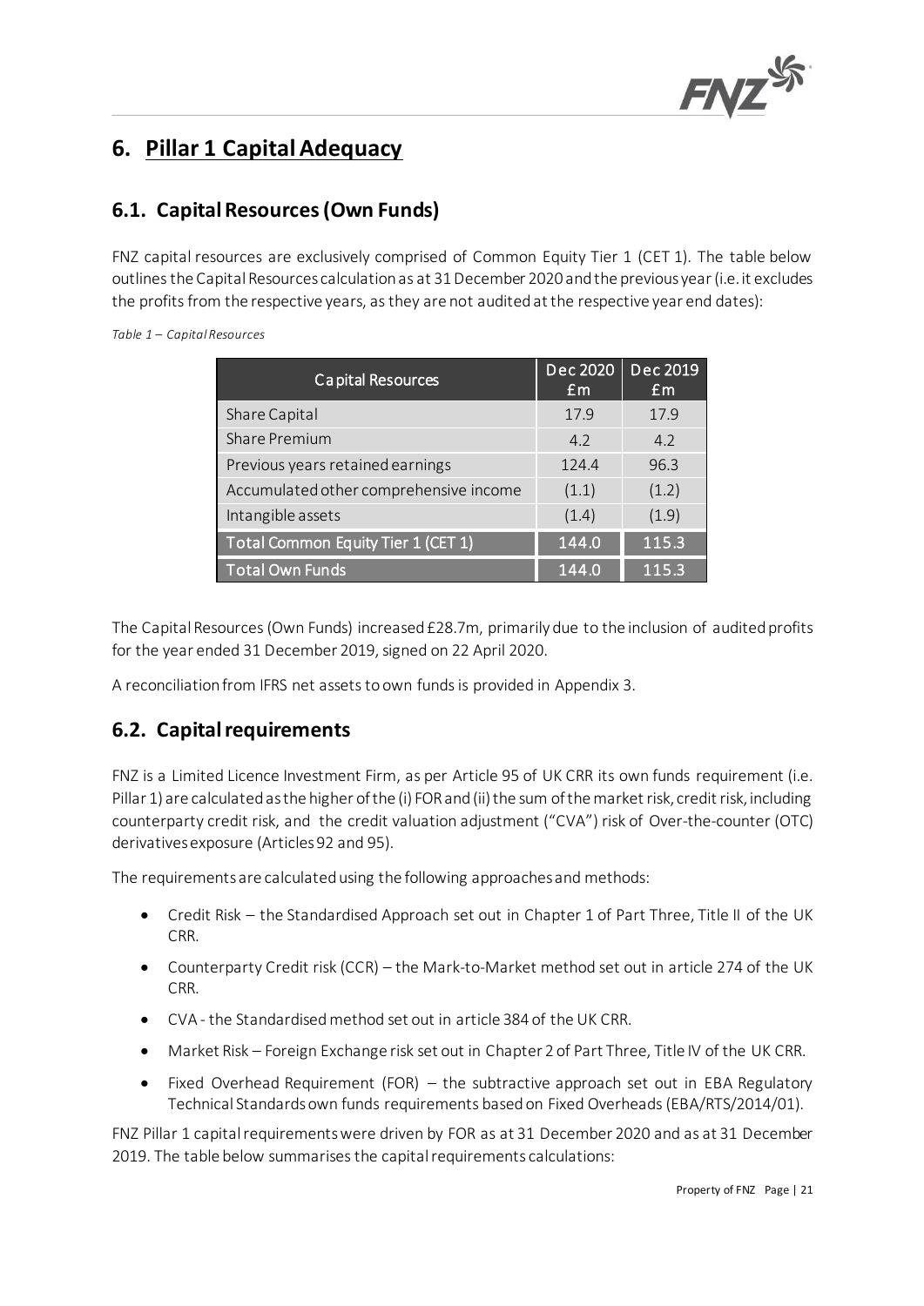# 6. Pillar 1 Capital Adequacy

## 6.1. Capital Resources (Own Funds)

FNZ capital resources are exclusively comprised of Common Equity Tier 1 (CET 1). The table below outlines the Capital Resources calculation as at 31 December 2020 and the previous year (i.e. it excludes the profits from the respective years, as they are not audited at the respective year end dates):

*Table 1 – Capital Resources*

| Capital Resources | Dec 2020 £m | Dec 2019 £m |
|---|---|---|
| Share Capital | 17.9 | 17.9 |
| Share Premium | 4.2 | 4.2 |
| Previous years retained earnings | 124.4 | 96.3 |
| Accumulated other comprehensive income | (1.1) | (1.2) |
| Intangible assets | (1.4) | (1.9) |
| Total Common Equity Tier 1 (CET 1) | 144.0 | 115.3 |
| Total Own Funds | 144.0 | 115.3 |

The Capital Resources (Own Funds) increased £28.7m, primarily due to the inclusion of audited profits for the year ended 31 December 2019, signed on 22 April 2020.

A reconciliation from IFRS net assets to own funds is provided in Appendix 3.

## 6.2. Capital requirements

FNZ is a Limited Licence Investment Firm, as per Article 95 of UK CRR its own funds requirement (i.e. Pillar 1) are calculated as the higher of the (i) FOR and (ii) the sum of the market risk, credit risk, including counterparty credit risk, and the credit valuation adjustment ("CVA") risk of Over-the-counter (OTC) derivatives exposure (Articles 92 and 95).

The requirements are calculated using the following approaches and methods:

- Credit Risk – the Standardised Approach set out in Chapter 1 of Part Three, Title II of the UK CRR.
- Counterparty Credit risk (CCR) – the Mark-to-Market method set out in article 274 of the UK CRR.
- CVA - the Standardised method set out in article 384 of the UK CRR.
- Market Risk – Foreign Exchange risk set out in Chapter 2 of Part Three, Title IV of the UK CRR.
- Fixed Overhead Requirement (FOR) – the subtractive approach set out in EBA Regulatory Technical Standards own funds requirements based on Fixed Overheads (EBA/RTS/2014/01).

FNZ Pillar 1 capital requirements were driven by FOR as at 31 December 2020 and as at 31 December 2019. The table below summarises the capital requirements calculations: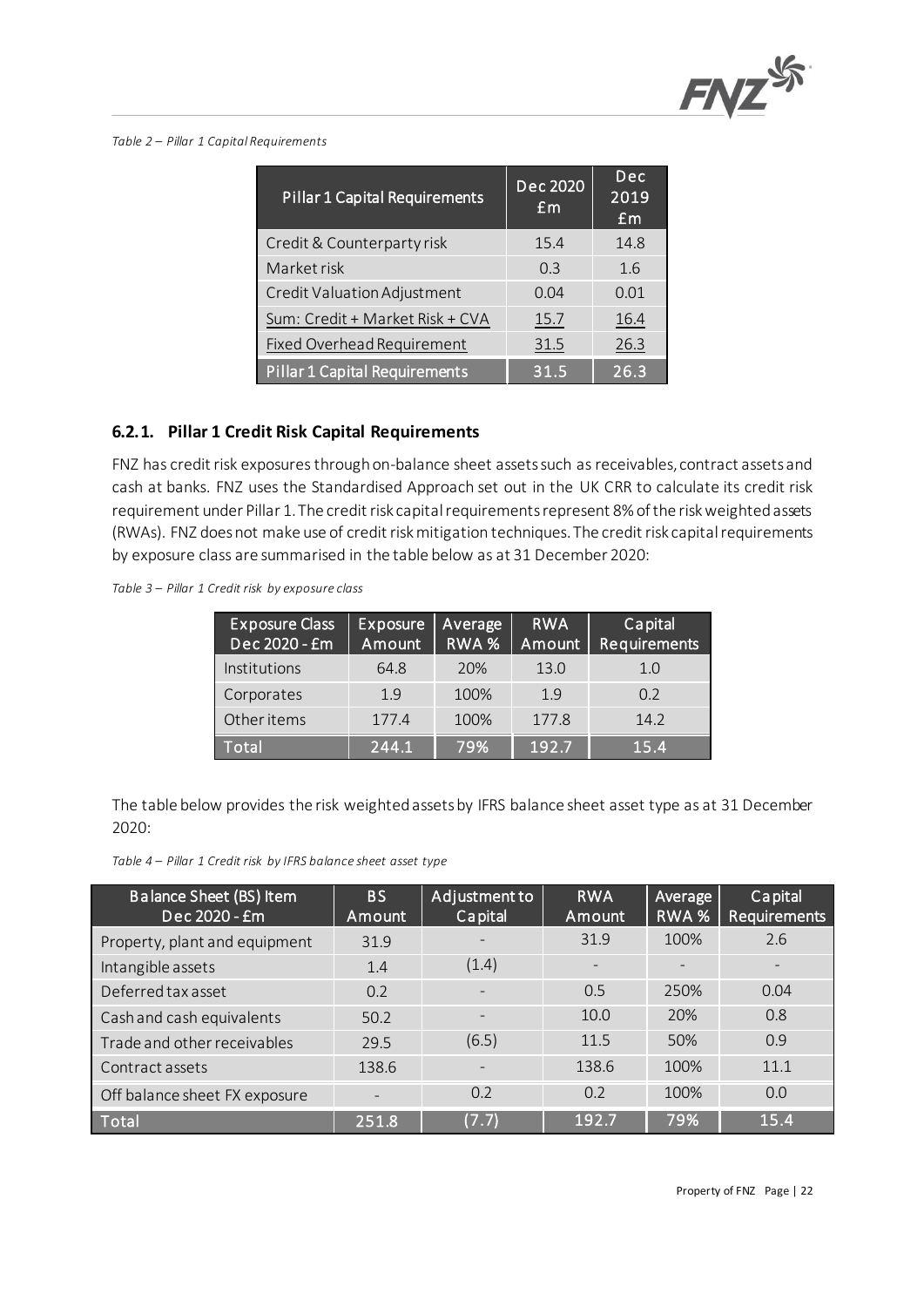*Table 2 – Pillar 1 Capital Requirements*

| Pillar 1 Capital Requirements | Dec 2020 £m | Dec 2019 £m |
|---|---|---|
| Credit & Counterparty risk | 15.4 | 14.8 |
| Market risk | 0.3 | 1.6 |
| Credit Valuation Adjustment | 0.04 | 0.01 |
| Sum: Credit + Market Risk + CVA | 15.7 | 16.4 |
| Fixed Overhead Requirement | 31.5 | 26.3 |
| Pillar 1 Capital Requirements | 31.5 | 26.3 |

### 6.2.1. Pillar 1 Credit Risk Capital Requirements

FNZ has credit risk exposures through on-balance sheet assets such as receivables, contract assets and cash at banks. FNZ uses the Standardised Approach set out in the UK CRR to calculate its credit risk requirement under Pillar 1. The credit risk capital requirements represent 8% of the risk weighted assets (RWAs). FNZ does not make use of credit risk mitigation techniques. The credit risk capital requirements by exposure class are summarised in the table below as at 31 December 2020:

*Table 3 – Pillar 1 Credit risk by exposure class*

| Exposure Class Dec 2020 - £m | Exposure Amount | Average RWA % | RWA Amount | Capital Requirements |
|---|---|---|---|---|
| Institutions | 64.8 | 20% | 13.0 | 1.0 |
| Corporates | 1.9 | 100% | 1.9 | 0.2 |
| Other items | 177.4 | 100% | 177.8 | 14.2 |
| Total | 244.1 | 79% | 192.7 | 15.4 |

The table below provides the risk weighted assets by IFRS balance sheet asset type as at 31 December 2020:

*Table 4 – Pillar 1 Credit risk by IFRS balance sheet asset type*

| Balance Sheet (BS) Item Dec 2020 - £m | BS Amount | Adjustment to Capital | RWA Amount | Average RWA % | Capital Requirements |
|---|---|---|---|---|---|
| Property, plant and equipment | 31.9 | - | 31.9 | 100% | 2.6 |
| Intangible assets | 1.4 | (1.4) | - | - | - |
| Deferred tax asset | 0.2 | - | 0.5 | 250% | 0.04 |
| Cash and cash equivalents | 50.2 | - | 10.0 | 20% | 0.8 |
| Trade and other receivables | 29.5 | (6.5) | 11.5 | 50% | 0.9 |
| Contract assets | 138.6 | - | 138.6 | 100% | 11.1 |
| Off balance sheet FX exposure | - | 0.2 | 0.2 | 100% | 0.0 |
| Total | 251.8 | (7.7) | 192.7 | 79% | 15.4 |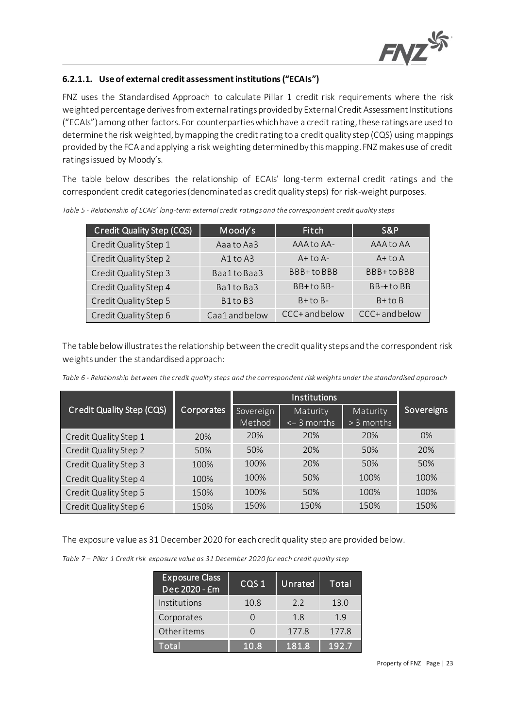#### 6.2.1.1. Use of external credit assessment institutions ("ECAIs")

FNZ uses the Standardised Approach to calculate Pillar 1 credit risk requirements where the risk weighted percentage derives from external ratings provided by External Credit Assessment Institutions ("ECAIs") among other factors. For counterparties which have a credit rating, these ratings are used to determine the risk weighted, by mapping the credit rating to a credit quality step (CQS) using mappings provided by the FCA and applying a risk weighting determined by this mapping. FNZ makes use of credit ratings issued by Moody's.

The table below describes the relationship of ECAIs' long-term external credit ratings and the correspondent credit categories (denominated as credit quality steps) for risk-weight purposes.

*Table 5 - Relationship of ECAIs' long-term external credit ratings and the correspondent credit quality steps*

| Credit Quality Step (CQS) | Moody's | Fitch | S&P |
|---|---|---|---|
| Credit Quality Step 1 | Aaa to Aa3 | AAA to AA- | AAA to AA |
| Credit Quality Step 2 | A1 to A3 | A+ to A- | A+ to A |
| Credit Quality Step 3 | Baa1 to Baa3 | BBB+ to BBB | BBB+ to BBB |
| Credit Quality Step 4 | Ba1 to Ba3 | BB+ to BB- | BB-+ to BB |
| Credit Quality Step 5 | B1 to B3 | B+ to B- | B+ to B |
| Credit Quality Step 6 | Caa1 and below | CCC+ and below | CCC+ and below |

The table below illustrates the relationship between the credit quality steps and the correspondent risk weights under the standardised approach:

*Table 6 - Relationship between the credit quality steps and the correspondent risk weights under the standardised approach*

| Credit Quality Step (CQS) | Corporates | Institutions | | | Sovereigns |
|---|---|---|---|---|---|
| | | Sovereign Method | Maturity <= 3 months | Maturity > 3 months | |
| Credit Quality Step 1 | 20% | 20% | 20% | 20% | 0% |
| Credit Quality Step 2 | 50% | 50% | 20% | 50% | 20% |
| Credit Quality Step 3 | 100% | 100% | 20% | 50% | 50% |
| Credit Quality Step 4 | 100% | 100% | 50% | 100% | 100% |
| Credit Quality Step 5 | 150% | 100% | 50% | 100% | 100% |
| Credit Quality Step 6 | 150% | 150% | 150% | 150% | 150% |

The exposure value as 31 December 2020 for each credit quality step are provided below.

*Table 7 – Pillar 1 Credit risk exposure value as 31 December 2020 for each credit quality step*

| Exposure Class Dec 2020 - £m | CQS 1 | Unrated | Total |
|---|---|---|---|
| Institutions | 10.8 | 2.2 | 13.0 |
| Corporates | 0 | 1.8 | 1.9 |
| Other items | 0 | 177.8 | 177.8 |
| Total | 10.8 | 181.8 | 192.7 |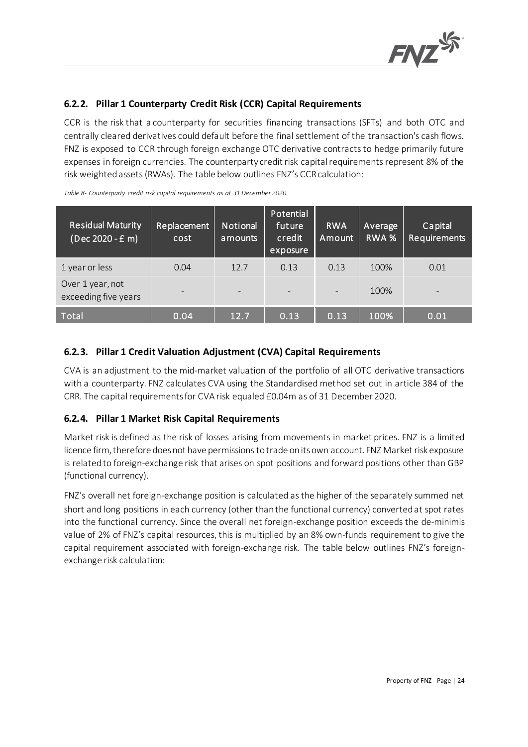### 6.2.2. Pillar 1 Counterparty Credit Risk (CCR) Capital Requirements

CCR is the risk that a counterparty for securities financing transactions (SFTs) and both OTC and centrally cleared derivatives could default before the final settlement of the transaction's cash flows. FNZ is exposed to CCR through foreign exchange OTC derivative contracts to hedge primarily future expenses in foreign currencies. The counterparty credit risk capital requirements represent 8% of the risk weighted assets (RWAs). The table below outlines FNZ's CCR calculation:

*Table 8- Counterparty credit risk capital requirements as at 31 December 2020*

| Residual Maturity (Dec 2020 - £ m) | Replacement cost | Notional amounts | Potential future credit exposure | RWA Amount | Average RWA % | Capital Requirements |
|---|---|---|---|---|---|---|
| 1 year or less | 0.04 | 12.7 | 0.13 | 0.13 | 100% | 0.01 |
| Over 1 year, not exceeding five years | - | - | - | - | 100% | - |
| Total | 0.04 | 12.7 | 0.13 | 0.13 | 100% | 0.01 |

### 6.2.3. Pillar 1 Credit Valuation Adjustment (CVA) Capital Requirements

CVA is an adjustment to the mid-market valuation of the portfolio of all OTC derivative transactions with a counterparty. FNZ calculates CVA using the Standardised method set out in article 384 of the CRR. The capital requirements for CVA risk equaled £0.04m as of 31 December 2020.

### 6.2.4. Pillar 1 Market Risk Capital Requirements

Market risk is defined as the risk of losses arising from movements in market prices. FNZ is a limited licence firm, therefore does not have permissions to trade on its own account. FNZ Market risk exposure is related to foreign-exchange risk that arises on spot positions and forward positions other than GBP (functional currency).

FNZ's overall net foreign-exchange position is calculated as the higher of the separately summed net short and long positions in each currency (other than the functional currency) converted at spot rates into the functional currency. Since the overall net foreign-exchange position exceeds the de-minimis value of 2% of FNZ's capital resources, this is multiplied by an 8% own-funds requirement to give the capital requirement associated with foreign-exchange risk. The table below outlines FNZ's foreign-exchange risk calculation: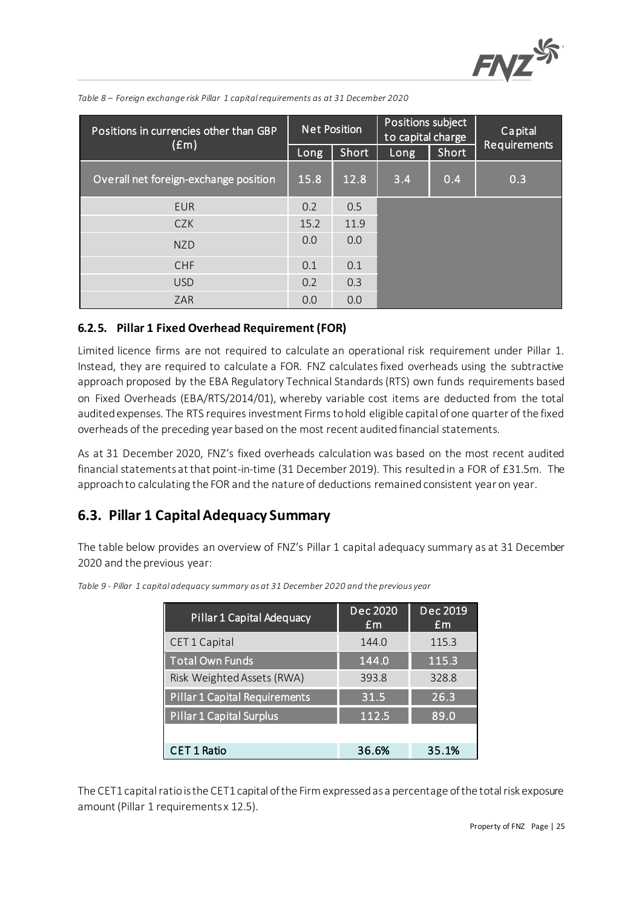*Table 8 – Foreign exchange risk Pillar 1 capital requirements as at 31 December 2020*

| Positions in currencies other than GBP (£m) | Net Position | | Positions subject to capital charge | | Capital Requirements |
|---|---|---|---|---|---|
| | Long | Short | Long | Short | |
| Overall net foreign-exchange position | 15.8 | 12.8 | 3.4 | 0.4 | 0.3 |
| EUR | 0.2 | 0.5 | | | |
| CZK | 15.2 | 11.9 | | | |
| NZD | 0.0 | 0.0 | | | |
| CHF | 0.1 | 0.1 | | | |
| USD | 0.2 | 0.3 | | | |
| ZAR | 0.0 | 0.0 | | | |

### 6.2.5. Pillar 1 Fixed Overhead Requirement (FOR)

Limited licence firms are not required to calculate an operational risk requirement under Pillar 1. Instead, they are required to calculate a FOR. FNZ calculates fixed overheads using the subtractive approach proposed by the EBA Regulatory Technical Standards (RTS) own funds requirements based on Fixed Overheads (EBA/RTS/2014/01), whereby variable cost items are deducted from the total audited expenses. The RTS requires investment Firms to hold eligible capital of one quarter of the fixed overheads of the preceding year based on the most recent audited financial statements.

As at 31 December 2020, FNZ's fixed overheads calculation was based on the most recent audited financial statements at that point-in-time (31 December 2019). This resulted in a FOR of £31.5m. The approach to calculating the FOR and the nature of deductions remained consistent year on year.

## 6.3. Pillar 1 Capital Adequacy Summary

The table below provides an overview of FNZ's Pillar 1 capital adequacy summary as at 31 December 2020 and the previous year:

*Table 9 - Pillar 1 capital adequacy summary as at 31 December 2020 and the previous year*

| Pillar 1 Capital Adequacy | Dec 2020 £m | Dec 2019 £m |
|---|---|---|
| CET 1 Capital | 144.0 | 115.3 |
| Total Own Funds | 144.0 | 115.3 |
| Risk Weighted Assets (RWA) | 393.8 | 328.8 |
| Pillar 1 Capital Requirements | 31.5 | 26.3 |
| Pillar 1 Capital Surplus | 112.5 | 89.0 |
| | | |
| CET 1 Ratio | 36.6% | 35.1% |

The CET1 capital ratio is the CET1 capital of the Firm expressed as a percentage of the total risk exposure amount (Pillar 1 requirements x 12.5).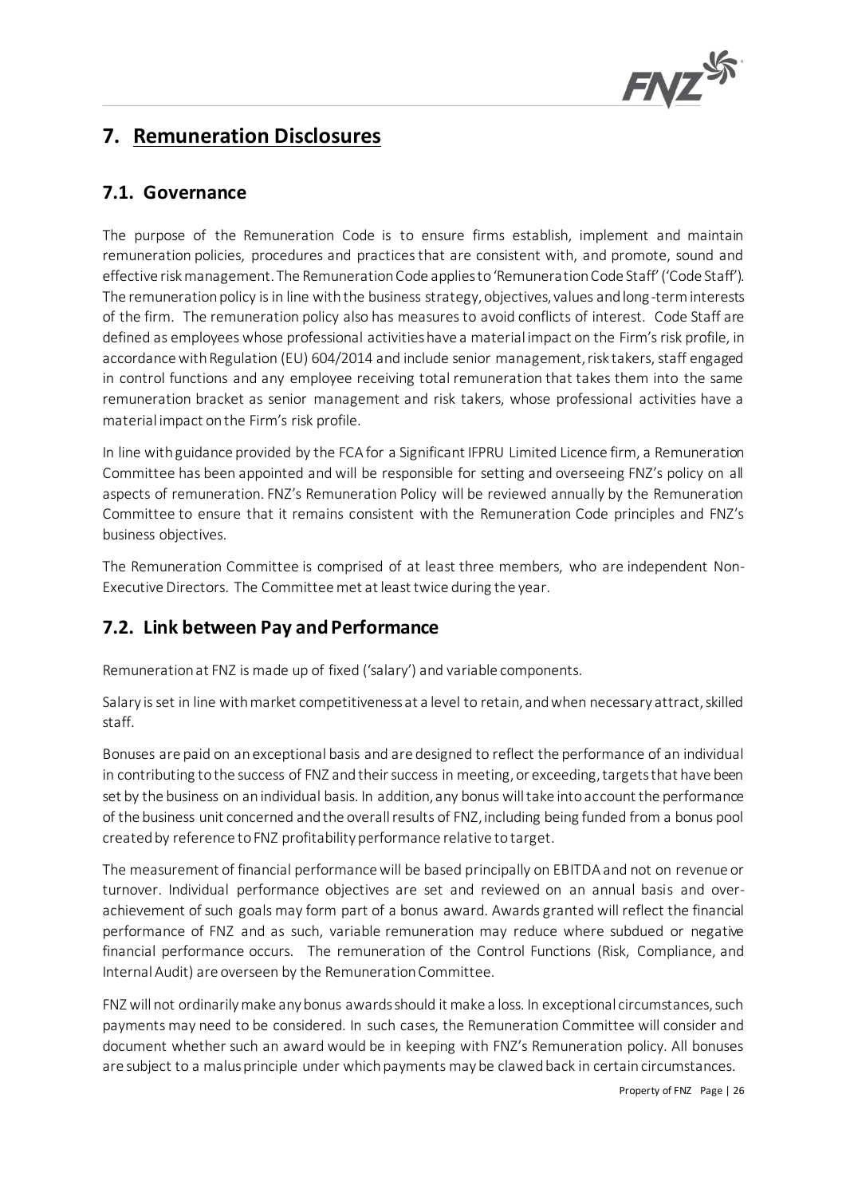## 7. Remuneration Disclosures

### 7.1. Governance

The purpose of the Remuneration Code is to ensure firms establish, implement and maintain remuneration policies, procedures and practices that are consistent with, and promote, sound and effective risk management. The Remuneration Code applies to 'Remuneration Code Staff' ('Code Staff'). The remuneration policy is in line with the business strategy, objectives, values and long-term interests of the firm. The remuneration policy also has measures to avoid conflicts of interest. Code Staff are defined as employees whose professional activities have a material impact on the Firm's risk profile, in accordance with Regulation (EU) 604/2014 and include senior management, risk takers, staff engaged in control functions and any employee receiving total remuneration that takes them into the same remuneration bracket as senior management and risk takers, whose professional activities have a material impact on the Firm's risk profile.

In line with guidance provided by the FCA for a Significant IFPRU Limited Licence firm, a Remuneration Committee has been appointed and will be responsible for setting and overseeing FNZ's policy on all aspects of remuneration. FNZ's Remuneration Policy will be reviewed annually by the Remuneration Committee to ensure that it remains consistent with the Remuneration Code principles and FNZ's business objectives.

The Remuneration Committee is comprised of at least three members, who are independent Non-Executive Directors. The Committee met at least twice during the year.

### 7.2. Link between Pay and Performance

Remuneration at FNZ is made up of fixed ('salary') and variable components.

Salary is set in line with market competitiveness at a level to retain, and when necessary attract, skilled staff.

Bonuses are paid on an exceptional basis and are designed to reflect the performance of an individual in contributing to the success of FNZ and their success in meeting, or exceeding, targets that have been set by the business on an individual basis. In addition, any bonus will take into account the performance of the business unit concerned and the overall results of FNZ, including being funded from a bonus pool created by reference to FNZ profitability performance relative to target.

The measurement of financial performance will be based principally on EBITDA and not on revenue or turnover. Individual performance objectives are set and reviewed on an annual basis and over-achievement of such goals may form part of a bonus award. Awards granted will reflect the financial performance of FNZ and as such, variable remuneration may reduce where subdued or negative financial performance occurs. The remuneration of the Control Functions (Risk, Compliance, and Internal Audit) are overseen by the Remuneration Committee.

FNZ will not ordinarily make any bonus awards should it make a loss. In exceptional circumstances, such payments may need to be considered. In such cases, the Remuneration Committee will consider and document whether such an award would be in keeping with FNZ's Remuneration policy. All bonuses are subject to a malus principle under which payments may be clawed back in certain circumstances.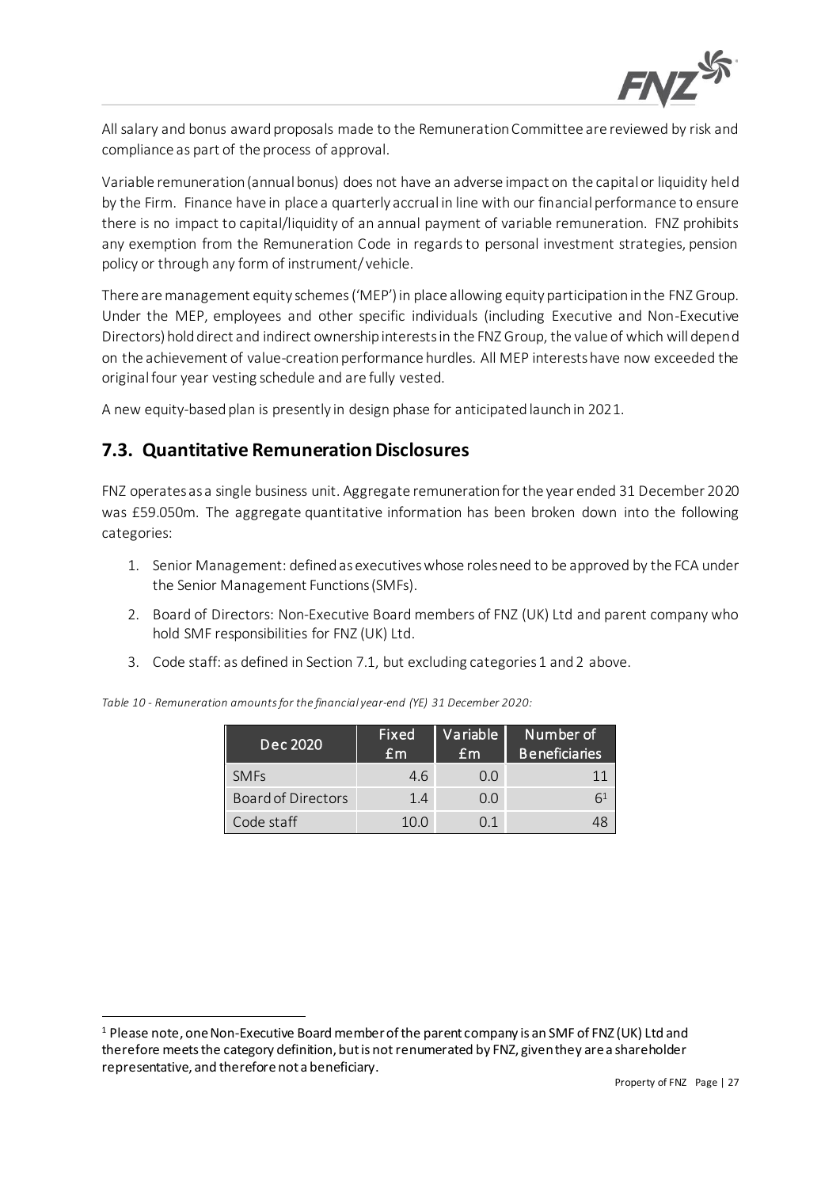All salary and bonus award proposals made to the Remuneration Committee are reviewed by risk and compliance as part of the process of approval.

Variable remuneration (annual bonus) does not have an adverse impact on the capital or liquidity held by the Firm. Finance have in place a quarterly accrual in line with our financial performance to ensure there is no impact to capital/liquidity of an annual payment of variable remuneration. FNZ prohibits any exemption from the Remuneration Code in regards to personal investment strategies, pension policy or through any form of instrument/ vehicle.

There are management equity schemes ('MEP') in place allowing equity participation in the FNZ Group. Under the MEP, employees and other specific individuals (including Executive and Non-Executive Directors) hold direct and indirect ownership interests in the FNZ Group, the value of which will depend on the achievement of value-creation performance hurdles. All MEP interests have now exceeded the original four year vesting schedule and are fully vested.

A new equity-based plan is presently in design phase for anticipated launch in 2021.

## 7.3. Quantitative Remuneration Disclosures

FNZ operates as a single business unit. Aggregate remuneration for the year ended 31 December 2020 was £59.050m. The aggregate quantitative information has been broken down into the following categories:

1. Senior Management: defined as executives whose roles need to be approved by the FCA under the Senior Management Functions (SMFs).
2. Board of Directors: Non-Executive Board members of FNZ (UK) Ltd and parent company who hold SMF responsibilities for FNZ (UK) Ltd.
3. Code staff: as defined in Section 7.1, but excluding categories 1 and 2 above.

*Table 10 - Remuneration amounts for the financial year-end (YE) 31 December 2020:*

| Dec 2020 | Fixed £m | Variable £m | Number of Beneficiaries |
|---|---|---|---|
| SMFs | 4.6 | 0.0 | 11 |
| Board of Directors | 1.4 | 0.0 | 6[1] |
| Code staff | 10.0 | 0.1 | 48 |

[1] Please note, one Non-Executive Board member of the parent company is an SMF of FNZ (UK) Ltd and therefore meets the category definition, but is not renumerated by FNZ, given they are a shareholder representative, and therefore not a beneficiary.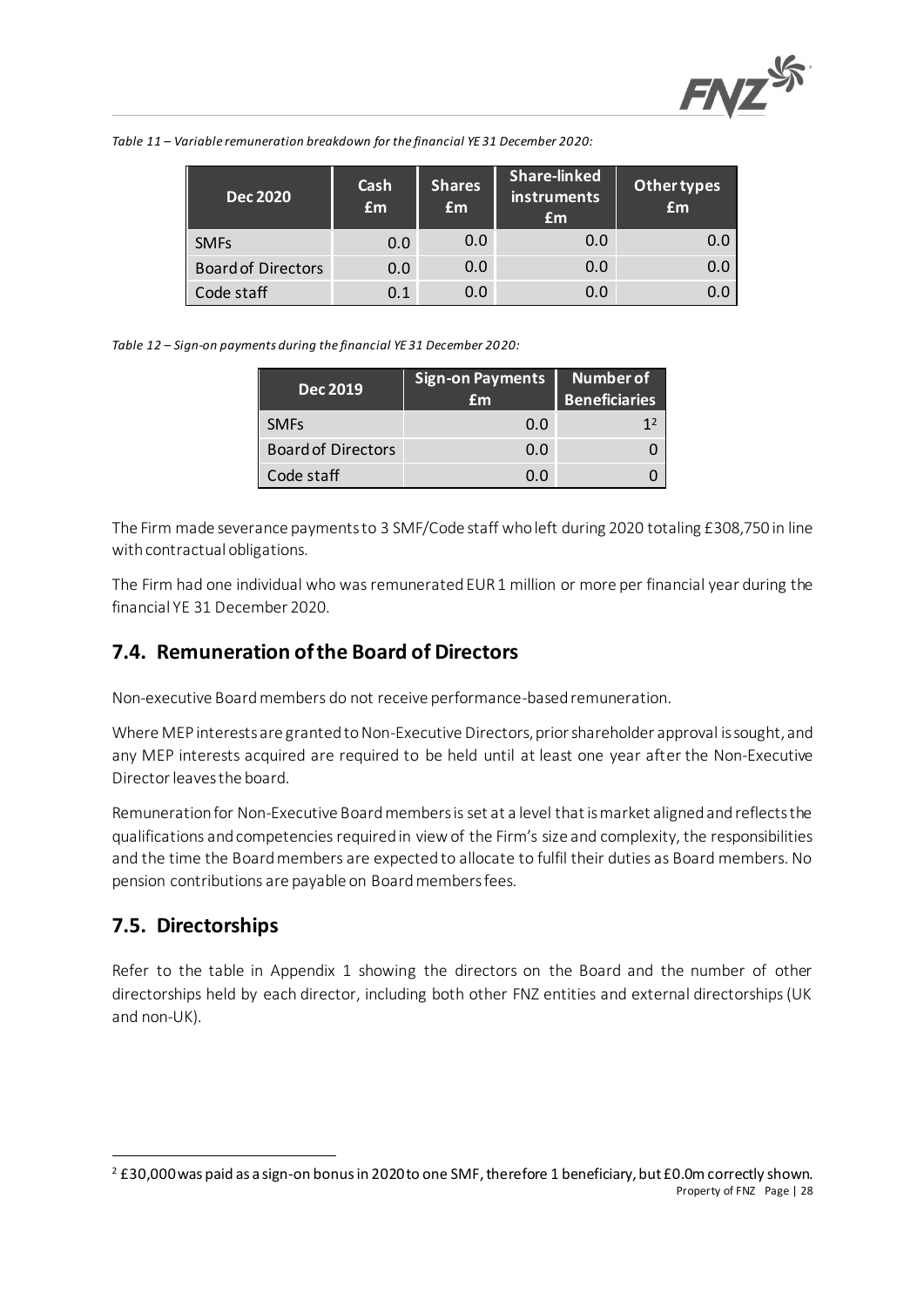*Table 11 – Variable remuneration breakdown for the financial YE 31 December 2020:*

| Dec 2020 | Cash £m | Shares £m | Share-linked instruments £m | Other types £m |
|---|---|---|---|---|
| SMFs | 0.0 | 0.0 | 0.0 | 0.0 |
| Board of Directors | 0.0 | 0.0 | 0.0 | 0.0 |
| Code staff | 0.1 | 0.0 | 0.0 | 0.0 |

*Table 12 – Sign-on payments during the financial YE 31 December 2020:*

| Dec 2019 | Sign-on Payments £m | Number of Beneficiaries |
|---|---|---|
| SMFs | 0.0 | 1[2] |
| Board of Directors | 0.0 | 0 |
| Code staff | 0.0 | 0 |

The Firm made severance payments to 3 SMF/Code staff who left during 2020 totaling £308,750 in line with contractual obligations.

The Firm had one individual who was remunerated EUR 1 million or more per financial year during the financial YE 31 December 2020.

## 7.4. Remuneration of the Board of Directors

Non-executive Board members do not receive performance-based remuneration.

Where MEP interests are granted to Non-Executive Directors, prior shareholder approval is sought, and any MEP interests acquired are required to be held until at least one year after the Non-Executive Director leaves the board.

Remuneration for Non-Executive Board members is set at a level that is market aligned and reflects the qualifications and competencies required in view of the Firm's size and complexity, the responsibilities and the time the Board members are expected to allocate to fulfil their duties as Board members. No pension contributions are payable on Board members fees.

## 7.5. Directorships

Refer to the table in Appendix 1 showing the directors on the Board and the number of other directorships held by each director, including both other FNZ entities and external directorships (UK and non-UK).

[2] £30,000 was paid as a sign-on bonus in 2020 to one SMF, therefore 1 beneficiary, but £0.0m correctly shown.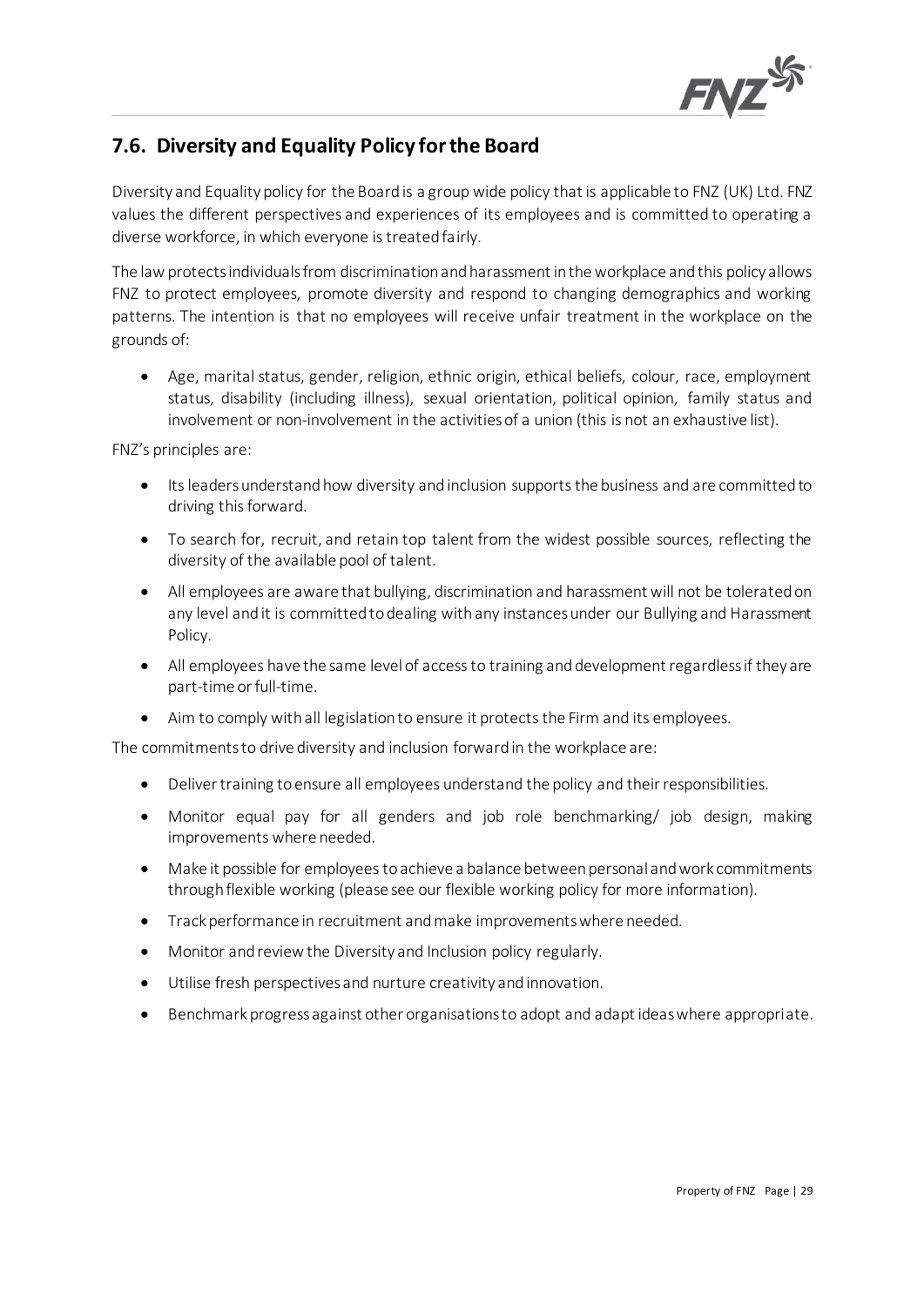## 7.6. Diversity and Equality Policy for the Board

Diversity and Equality policy for the Board is a group wide policy that is applicable to FNZ (UK) Ltd. FNZ values the different perspectives and experiences of its employees and is committed to operating a diverse workforce, in which everyone is treated fairly.

The law protects individuals from discrimination and harassment in the workplace and this policy allows FNZ to protect employees, promote diversity and respond to changing demographics and working patterns. The intention is that no employees will receive unfair treatment in the workplace on the grounds of:

- Age, marital status, gender, religion, ethnic origin, ethical beliefs, colour, race, employment status, disability (including illness), sexual orientation, political opinion, family status and involvement or non-involvement in the activities of a union (this is not an exhaustive list).

FNZ's principles are:

- Its leaders understand how diversity and inclusion supports the business and are committed to driving this forward.
- To search for, recruit, and retain top talent from the widest possible sources, reflecting the diversity of the available pool of talent.
- All employees are aware that bullying, discrimination and harassment will not be tolerated on any level and it is committed to dealing with any instances under our Bullying and Harassment Policy.
- All employees have the same level of access to training and development regardless if they are part-time or full-time.
- Aim to comply with all legislation to ensure it protects the Firm and its employees.

The commitments to drive diversity and inclusion forward in the workplace are:

- Deliver training to ensure all employees understand the policy and their responsibilities.
- Monitor equal pay for all genders and job role benchmarking/ job design, making improvements where needed.
- Make it possible for employees to achieve a balance between personal and work commitments through flexible working (please see our flexible working policy for more information).
- Track performance in recruitment and make improvements where needed.
- Monitor and review the Diversity and Inclusion policy regularly.
- Utilise fresh perspectives and nurture creativity and innovation.
- Benchmark progress against other organisations to adopt and adapt ideas where appropriate.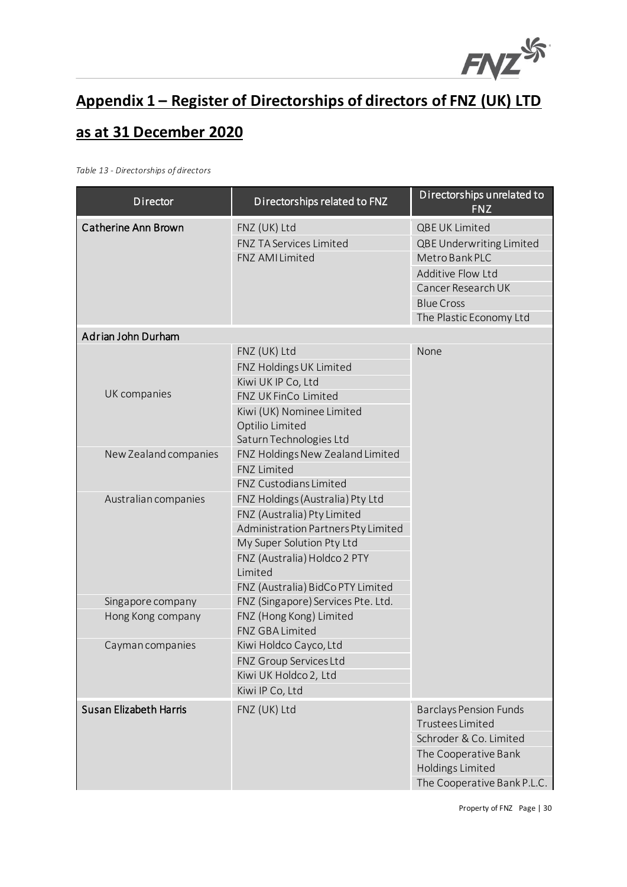# Appendix 1 – Register of Directorships of directors of FNZ (UK) LTD

# as at 31 December 2020

*Table 13 - Directorships of directors*

| Director | Directorships related to FNZ | Directorships unrelated to FNZ |
|---|---|---|
| Catherine Ann Brown | FNZ (UK) Ltd | QBE UK Limited |
| | FNZ TA Services Limited | QBE Underwriting Limited |
| | FNZ AMI Limited | Metro Bank PLC |
| | | Additive Flow Ltd |
| | | Cancer Research UK |
| | | Blue Cross |
| | | The Plastic Economy Ltd |
| Adrian John Durham | | |
| UK companies | FNZ (UK) Ltd | None |
| | FNZ Holdings UK Limited | |
| | Kiwi UK IP Co, Ltd | |
| | FNZ UK FinCo Limited | |
| | Kiwi (UK) Nominee Limited | |
| | Optilio Limited | |
| | Saturn Technologies Ltd | |
| New Zealand companies | FNZ Holdings New Zealand Limited | |
| | FNZ Limited | |
| | FNZ Custodians Limited | |
| Australian companies | FNZ Holdings (Australia) Pty Ltd | |
| | FNZ (Australia) Pty Limited | |
| | Administration Partners Pty Limited | |
| | My Super Solution Pty Ltd | |
| | FNZ (Australia) Holdco 2 PTY Limited | |
| | FNZ (Australia) BidCo PTY Limited | |
| Singapore company | FNZ (Singapore) Services Pte. Ltd. | |
| Hong Kong company | FNZ (Hong Kong) Limited | |
| | FNZ GBA Limited | |
| Cayman companies | Kiwi Holdco Cayco, Ltd | |
| | FNZ Group Services Ltd | |
| | Kiwi UK Holdco 2, Ltd | |
| | Kiwi IP Co, Ltd | |
| Susan Elizabeth Harris | FNZ (UK) Ltd | Barclays Pension Funds Trustees Limited |
| | | Schroder & Co. Limited |
| | | The Cooperative Bank Holdings Limited |
| | | The Cooperative Bank P.L.C. |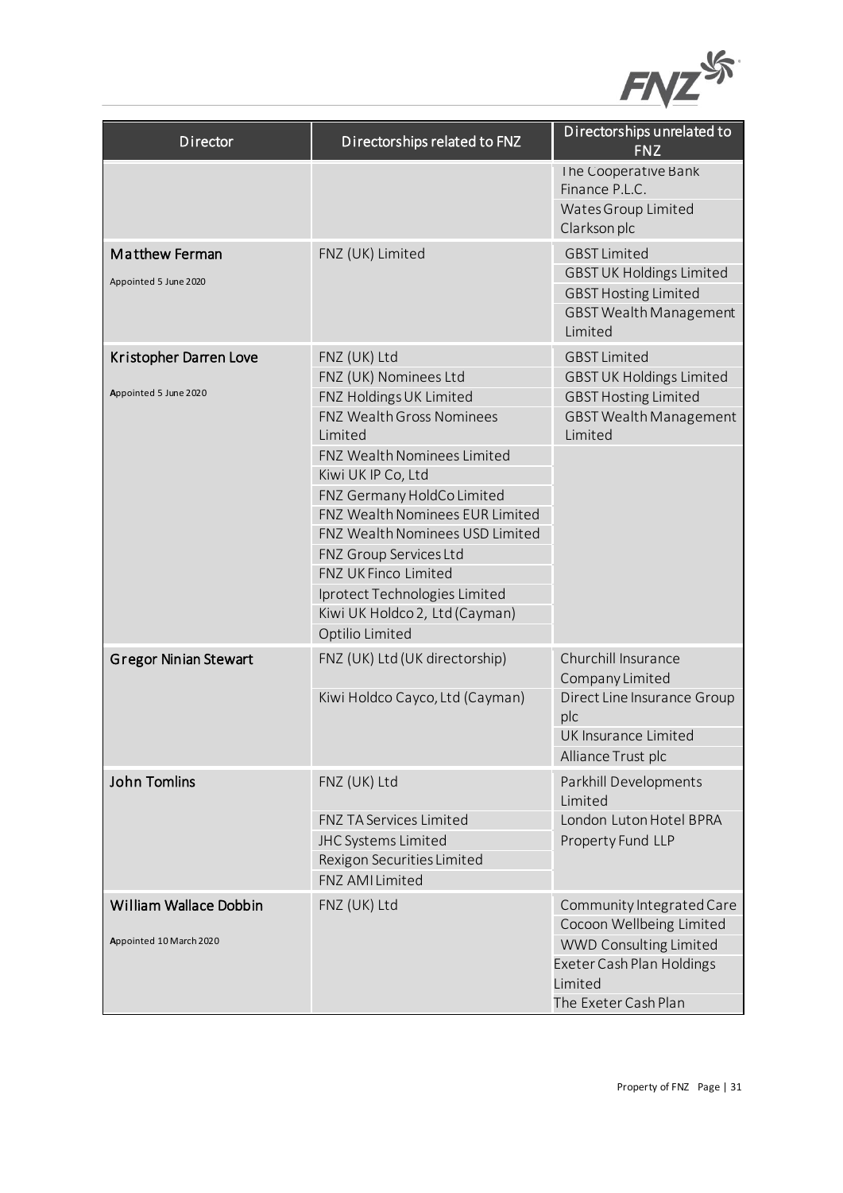| Director | Directorships related to FNZ | Directorships unrelated to FNZ |
|---|---|---|
| | | The Cooperative Bank Finance P.L.C.<br>Wates Group Limited<br>Clarkson plc |
| **Matthew Ferman**<br>Appointed 5 June 2020 | FNZ (UK) Limited | GBST Limited<br>GBST UK Holdings Limited<br>GBST Hosting Limited<br>GBST Wealth Management Limited |
| **Kristopher Darren Love**<br>Appointed 5 June 2020 | FNZ (UK) Ltd<br>FNZ (UK) Nominees Ltd<br>FNZ Holdings UK Limited<br>FNZ Wealth Gross Nominees Limited<br>FNZ Wealth Nominees Limited<br>Kiwi UK IP Co, Ltd<br>FNZ Germany HoldCo Limited<br>FNZ Wealth Nominees EUR Limited<br>FNZ Wealth Nominees USD Limited<br>FNZ Group Services Ltd<br>FNZ UK Finco Limited<br>Iprotect Technologies Limited<br>Kiwi UK Holdco 2, Ltd (Cayman)<br>Optilio Limited | GBST Limited<br>GBST UK Holdings Limited<br>GBST Hosting Limited<br>GBST Wealth Management Limited |
| **Gregor Ninian Stewart** | FNZ (UK) Ltd (UK directorship)<br>Kiwi Holdco Cayco, Ltd (Cayman) | Churchill Insurance Company Limited<br>Direct Line Insurance Group plc<br>UK Insurance Limited<br>Alliance Trust plc |
| **John Tomlins** | FNZ (UK) Ltd<br>FNZ TA Services Limited<br>JHC Systems Limited<br>Rexigon Securities Limited<br>FNZ AMI Limited | Parkhill Developments Limited<br>London Luton Hotel BPRA Property Fund LLP |
| **William Wallace Dobbin**<br>Appointed 10 March 2020 | FNZ (UK) Ltd | Community Integrated Care<br>Cocoon Wellbeing Limited<br>WWD Consulting Limited<br>Exeter Cash Plan Holdings Limited<br>The Exeter Cash Plan |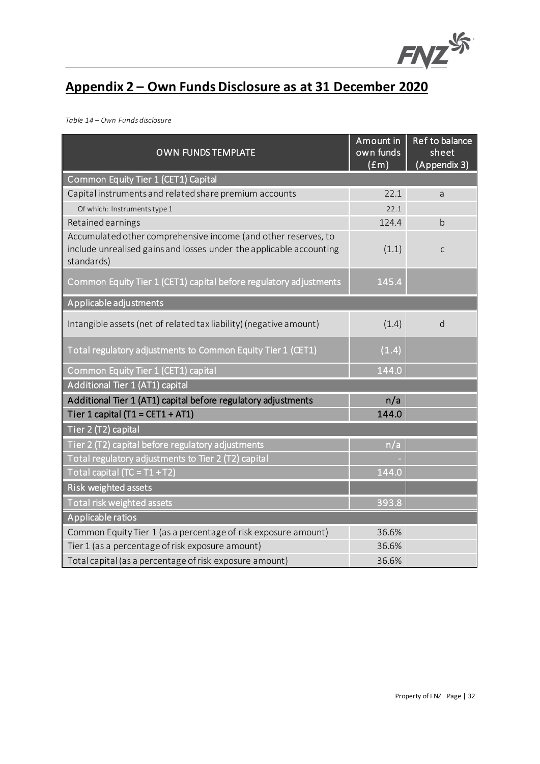## Appendix 2 – Own Funds Disclosure as at 31 December 2020

*Table 14 – Own Funds disclosure*

| OWN FUNDS TEMPLATE | Amount in own funds (£m) | Ref to balance sheet (Appendix 3) |
|---|---|---|
| Common Equity Tier 1 (CET1) Capital | | |
| Capital instruments and related share premium accounts | 22.1 | a |
| Of which: Instruments type 1 | 22.1 | |
| Retained earnings | 124.4 | b |
| Accumulated other comprehensive income (and other reserves, to include unrealised gains and losses under the applicable accounting standards) | (1.1) | c |
| Common Equity Tier 1 (CET1) capital before regulatory adjustments | 145.4 | |
| Applicable adjustments | | |
| Intangible assets (net of related tax liability) (negative amount) | (1.4) | d |
| Total regulatory adjustments to Common Equity Tier 1 (CET1) | (1.4) | |
| Common Equity Tier 1 (CET1) capital | 144.0 | |
| Additional Tier 1 (AT1) capital | | |
| Additional Tier 1 (AT1) capital before regulatory adjustments | n/a | |
| Tier 1 capital (T1 = CET1 + AT1) | 144.0 | |
| Tier 2 (T2) capital | | |
| Tier 2 (T2) capital before regulatory adjustments | n/a | |
| Total regulatory adjustments to Tier 2 (T2) capital | - | |
| Total capital (TC = T1 + T2) | 144.0 | |
| Risk weighted assets | | |
| Total risk weighted assets | 393.8 | |
| Applicable ratios | | |
| Common Equity Tier 1 (as a percentage of risk exposure amount) | 36.6% | |
| Tier 1 (as a percentage of risk exposure amount) | 36.6% | |
| Total capital (as a percentage of risk exposure amount) | 36.6% | |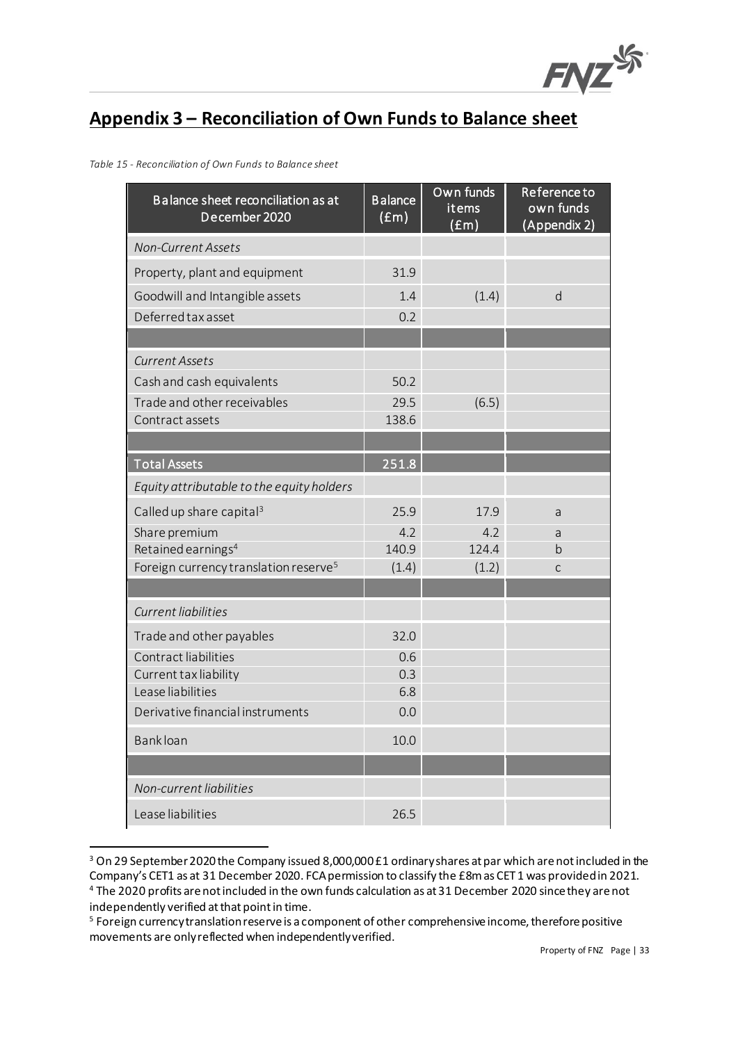## Appendix 3 – Reconciliation of Own Funds to Balance sheet

*Table 15 - Reconciliation of Own Funds to Balance sheet*

| Balance sheet reconciliation as at December 2020 | Balance (£m) | Own funds items (£m) | Reference to own funds (Appendix 2) |
|---|---|---|---|
| *Non-Current Assets* | | | |
| Property, plant and equipment | 31.9 | | |
| Goodwill and Intangible assets | 1.4 | (1.4) | d |
| Deferred tax asset | 0.2 | | |
| | | | |
| *Current Assets* | | | |
| Cash and cash equivalents | 50.2 | | |
| Trade and other receivables | 29.5 | (6.5) | |
| Contract assets | 138.6 | | |
| | | | |
| Total Assets | 251.8 | | |
| *Equity attributable to the equity holders* | | | |
| Called up share capital[3] | 25.9 | 17.9 | a |
| Share premium | 4.2 | 4.2 | a |
| Retained earnings[4] | 140.9 | 124.4 | b |
| Foreign currency translation reserve[5] | (1.4) | (1.2) | c |
| | | | |
| *Current liabilities* | | | |
| Trade and other payables | 32.0 | | |
| Contract liabilities | 0.6 | | |
| Current tax liability | 0.3 | | |
| Lease liabilities | 6.8 | | |
| Derivative financial instruments | 0.0 | | |
| Bank loan | 10.0 | | |
| | | | |
| *Non-current liabilities* | | | |
| Lease liabilities | 26.5 | | |

[3] On 29 September 2020 the Company issued 8,000,000 £1 ordinary shares at par which are not included in the Company's CET1 as at 31 December 2020. FCA permission to classify the £8m as CET 1 was provided in 2021.

[4] The 2020 profits are not included in the own funds calculation as at 31 December 2020 since they are not independently verified at that point in time.

[5] Foreign currency translation reserve is a component of other comprehensive income, therefore positive movements are only reflected when independently verified.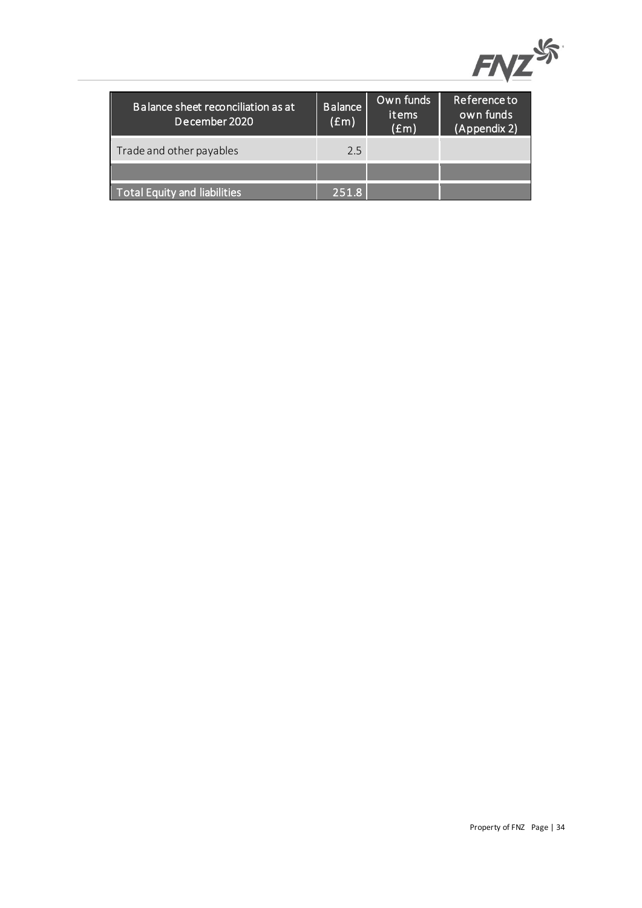| Balance sheet reconciliation as at December 2020 | Balance (£m) | Own funds items (£m) | Reference to own funds (Appendix 2) |
|---|---|---|---|
| Trade and other payables | 2.5 | | |
| | | | |
| Total Equity and liabilities | 251.8 | | |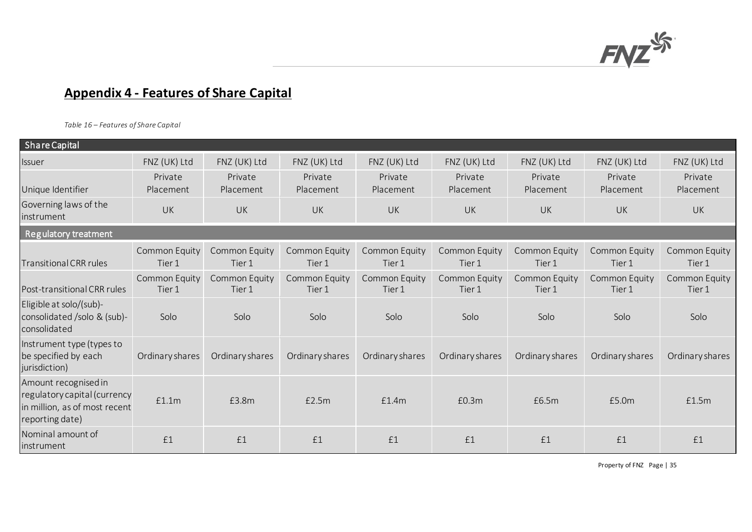## Appendix 4 - Features of Share Capital

*Table 16 – Features of Share Capital*

| Share Capital | | | | | | | | |
|---|---|---|---|---|---|---|---|---|
| Issuer | FNZ (UK) Ltd | FNZ (UK) Ltd | FNZ (UK) Ltd | FNZ (UK) Ltd | FNZ (UK) Ltd | FNZ (UK) Ltd | FNZ (UK) Ltd | FNZ (UK) Ltd |
| Unique Identifier | Private Placement | Private Placement | Private Placement | Private Placement | Private Placement | Private Placement | Private Placement | Private Placement |
| Governing laws of the instrument | UK | UK | UK | UK | UK | UK | UK | UK |
| **Regulatory treatment** | | | | | | | | |
| Transitional CRR rules | Common Equity Tier 1 | Common Equity Tier 1 | Common Equity Tier 1 | Common Equity Tier 1 | Common Equity Tier 1 | Common Equity Tier 1 | Common Equity Tier 1 | Common Equity Tier 1 |
| Post-transitional CRR rules | Common Equity Tier 1 | Common Equity Tier 1 | Common Equity Tier 1 | Common Equity Tier 1 | Common Equity Tier 1 | Common Equity Tier 1 | Common Equity Tier 1 | Common Equity Tier 1 |
| Eligible at solo/(sub)-consolidated /solo & (sub)-consolidated | Solo | Solo | Solo | Solo | Solo | Solo | Solo | Solo |
| Instrument type (types to be specified by each jurisdiction) | Ordinary shares | Ordinary shares | Ordinary shares | Ordinary shares | Ordinary shares | Ordinary shares | Ordinary shares | Ordinary shares |
| Amount recognised in regulatory capital (currency in million, as of most recent reporting date) | £1.1m | £3.8m | £2.5m | £1.4m | £0.3m | £6.5m | £5.0m | £1.5m |
| Nominal amount of instrument | £1 | £1 | £1 | £1 | £1 | £1 | £1 | £1 |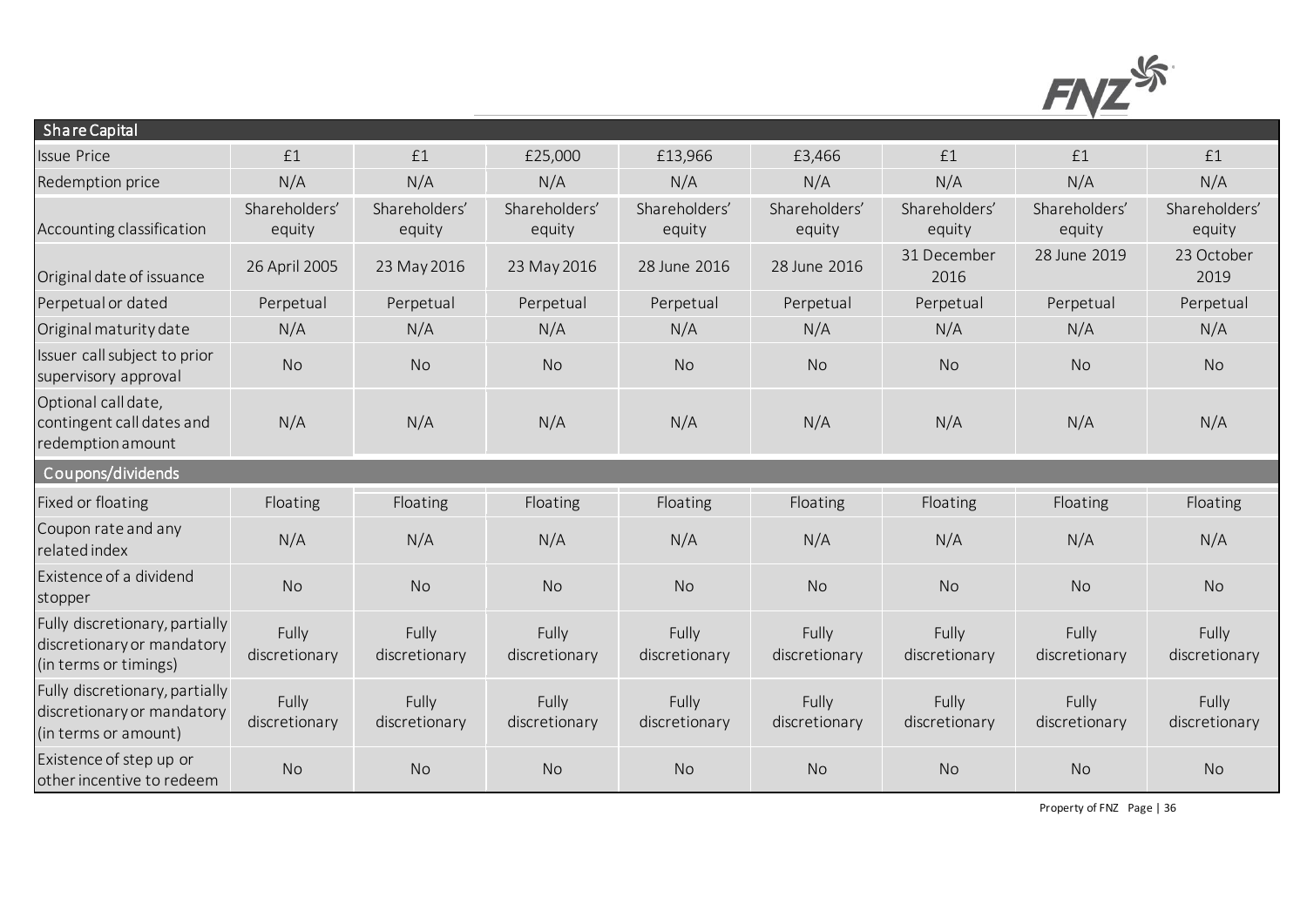| Share Capital | | | | | | | | |
|---|---|---|---|---|---|---|---|---|
| Issue Price | £1 | £1 | £25,000 | £13,966 | £3,466 | £1 | £1 | £1 |
| Redemption price | N/A | N/A | N/A | N/A | N/A | N/A | N/A | N/A |
| Accounting classification | Shareholders' equity | Shareholders' equity | Shareholders' equity | Shareholders' equity | Shareholders' equity | Shareholders' equity | Shareholders' equity | Shareholders' equity |
| Original date of issuance | 26 April 2005 | 23 May 2016 | 23 May 2016 | 28 June 2016 | 28 June 2016 | 31 December 2016 | 28 June 2019 | 23 October 2019 |
| Perpetual or dated | Perpetual | Perpetual | Perpetual | Perpetual | Perpetual | Perpetual | Perpetual | Perpetual |
| Original maturity date | N/A | N/A | N/A | N/A | N/A | N/A | N/A | N/A |
| Issuer call subject to prior supervisory approval | No | No | No | No | No | No | No | No |
| Optional call date, contingent call dates and redemption amount | N/A | N/A | N/A | N/A | N/A | N/A | N/A | N/A |
| **Coupons/dividends** | | | | | | | | |
| Fixed or floating | Floating | Floating | Floating | Floating | Floating | Floating | Floating | Floating |
| Coupon rate and any related index | N/A | N/A | N/A | N/A | N/A | N/A | N/A | N/A |
| Existence of a dividend stopper | No | No | No | No | No | No | No | No |
| Fully discretionary, partially discretionary or mandatory (in terms or timings) | Fully discretionary | Fully discretionary | Fully discretionary | Fully discretionary | Fully discretionary | Fully discretionary | Fully discretionary | Fully discretionary |
| Fully discretionary, partially discretionary or mandatory (in terms or amount) | Fully discretionary | Fully discretionary | Fully discretionary | Fully discretionary | Fully discretionary | Fully discretionary | Fully discretionary | Fully discretionary |
| Existence of step up or other incentive to redeem | No | No | No | No | No | No | No | No |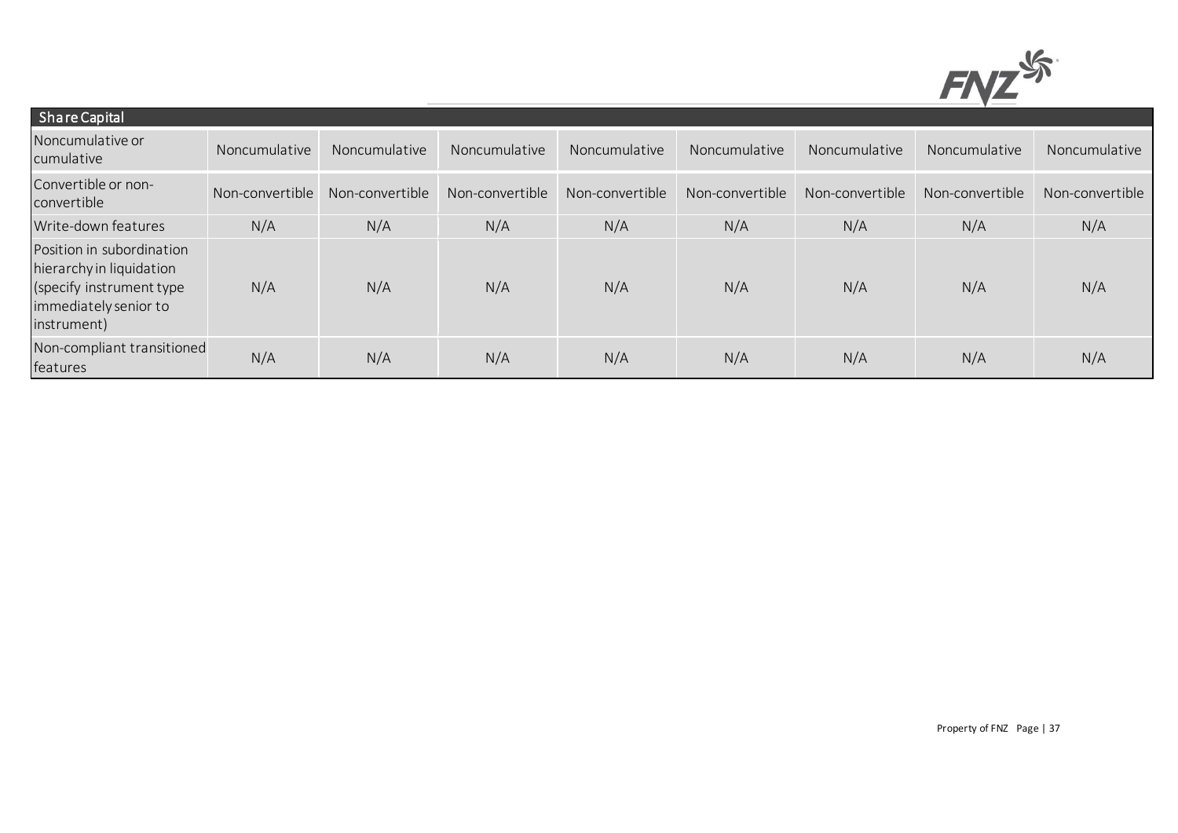| Share Capital | | | | | | | | |
|---|---|---|---|---|---|---|---|---|
| Noncumulative or cumulative | Noncumulative | Noncumulative | Noncumulative | Noncumulative | Noncumulative | Noncumulative | Noncumulative | Noncumulative |
| Convertible or non-convertible | Non-convertible | Non-convertible | Non-convertible | Non-convertible | Non-convertible | Non-convertible | Non-convertible | Non-convertible |
| Write-down features | N/A | N/A | N/A | N/A | N/A | N/A | N/A | N/A |
| Position in subordination hierarchy in liquidation (specify instrument type immediately senior to instrument) | N/A | N/A | N/A | N/A | N/A | N/A | N/A | N/A |
| Non-compliant transitioned features | N/A | N/A | N/A | N/A | N/A | N/A | N/A | N/A |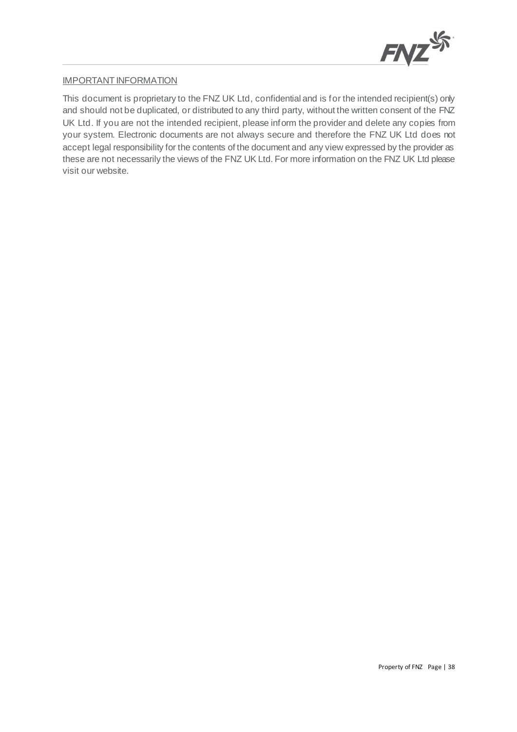IMPORTANT INFORMATION

This document is proprietary to the FNZ UK Ltd, confidential and is for the intended recipient(s) only and should not be duplicated, or distributed to any third party, without the written consent of the FNZ UK Ltd. If you are not the intended recipient, please inform the provider and delete any copies from your system. Electronic documents are not always secure and therefore the FNZ UK Ltd does not accept legal responsibility for the contents of the document and any view expressed by the provider as these are not necessarily the views of the FNZ UK Ltd. For more information on the FNZ UK Ltd please visit our website.